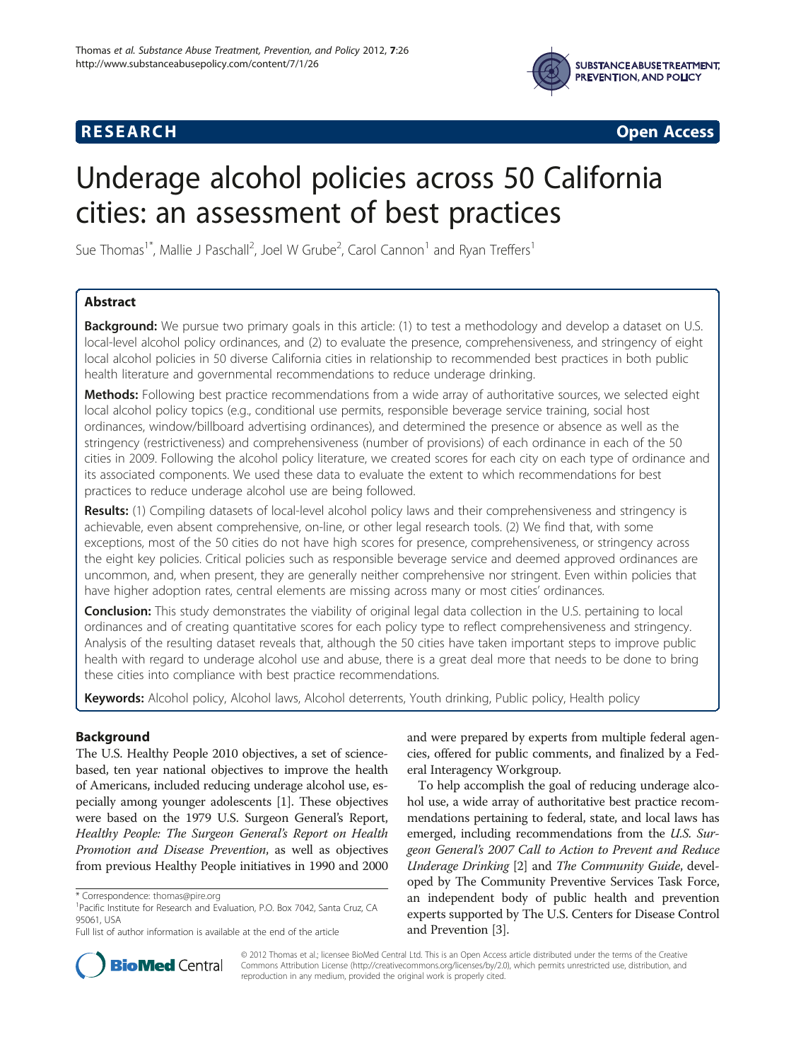RESEARCH Open Access

# Underage alcohol policies across 50 California cities: an assessment of best practices

Sue Thomas[1*], Mallie J Paschall[2], Joel W Grube[2], Carol Cannon[1] and Ryan Treffers[1]

## Abstract

**Background:** We pursue two primary goals in this article: (1) to test a methodology and develop a dataset on U.S. local-level alcohol policy ordinances, and (2) to evaluate the presence, comprehensiveness, and stringency of eight local alcohol policies in 50 diverse California cities in relationship to recommended best practices in both public health literature and governmental recommendations to reduce underage drinking.

**Methods:** Following best practice recommendations from a wide array of authoritative sources, we selected eight local alcohol policy topics (e.g., conditional use permits, responsible beverage service training, social host ordinances, window/billboard advertising ordinances), and determined the presence or absence as well as the stringency (restrictiveness) and comprehensiveness (number of provisions) of each ordinance in each of the 50 cities in 2009. Following the alcohol policy literature, we created scores for each city on each type of ordinance and its associated components. We used these data to evaluate the extent to which recommendations for best practices to reduce underage alcohol use are being followed.

**Results:** (1) Compiling datasets of local-level alcohol policy laws and their comprehensiveness and stringency is achievable, even absent comprehensive, on-line, or other legal research tools. (2) We find that, with some exceptions, most of the 50 cities do not have high scores for presence, comprehensiveness, or stringency across the eight key policies. Critical policies such as responsible beverage service and deemed approved ordinances are uncommon, and, when present, they are generally neither comprehensive nor stringent. Even within policies that have higher adoption rates, central elements are missing across many or most cities' ordinances.

**Conclusion:** This study demonstrates the viability of original legal data collection in the U.S. pertaining to local ordinances and of creating quantitative scores for each policy type to reflect comprehensiveness and stringency. Analysis of the resulting dataset reveals that, although the 50 cities have taken important steps to improve public health with regard to underage alcohol use and abuse, there is a great deal more that needs to be done to bring these cities into compliance with best practice recommendations.

**Keywords:** Alcohol policy, Alcohol laws, Alcohol deterrents, Youth drinking, Public policy, Health policy

## Background

The U.S. Healthy People 2010 objectives, a set of science-based, ten year national objectives to improve the health of Americans, included reducing underage alcohol use, especially among younger adolescents [1]. These objectives were based on the 1979 U.S. Surgeon General's Report, *Healthy People: The Surgeon General's Report on Health Promotion and Disease Prevention*, as well as objectives from previous Healthy People initiatives in 1990 and 2000 and were prepared by experts from multiple federal agencies, offered for public comments, and finalized by a Federal Interagency Workgroup.

To help accomplish the goal of reducing underage alcohol use, a wide array of authoritative best practice recommendations pertaining to federal, state, and local laws has emerged, including recommendations from the *U.S. Surgeon General's 2007 Call to Action to Prevent and Reduce Underage Drinking* [2] and *The Community Guide*, developed by The Community Preventive Services Task Force, an independent body of public health and prevention experts supported by The U.S. Centers for Disease Control and Prevention [3].

\* Correspondence: thomas@pire.org

[1]Pacific Institute for Research and Evaluation, P.O. Box 7042, Santa Cruz, CA 95061, USA

Full list of author information is available at the end of the article

© 2012 Thomas et al.; licensee BioMed Central Ltd. This is an Open Access article distributed under the terms of the Creative Commons Attribution License (http://creativecommons.org/licenses/by/2.0), which permits unrestricted use, distribution, and reproduction in any medium, provided the original work is properly cited.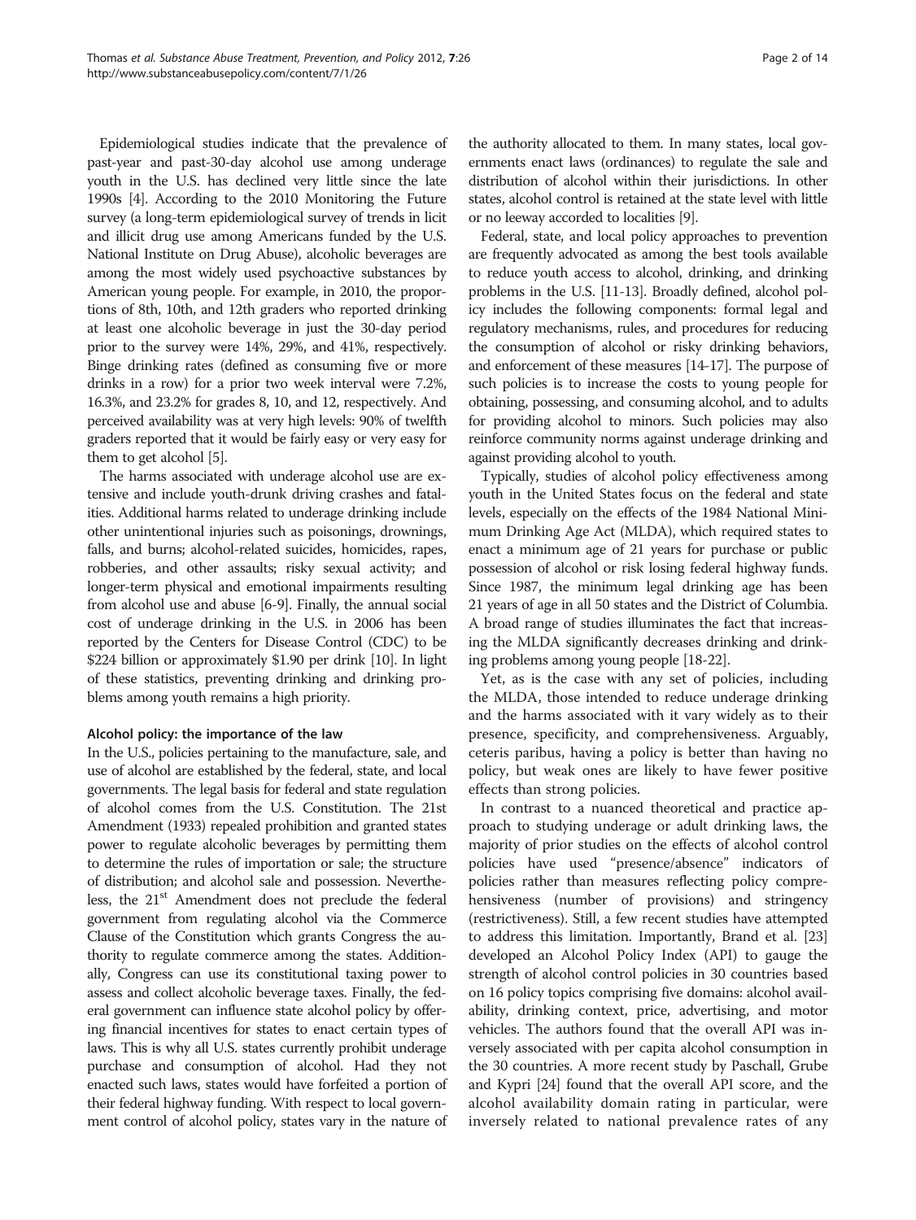Epidemiological studies indicate that the prevalence of past-year and past-30-day alcohol use among underage youth in the U.S. has declined very little since the late 1990s [4]. According to the 2010 Monitoring the Future survey (a long-term epidemiological survey of trends in licit and illicit drug use among Americans funded by the U.S. National Institute on Drug Abuse), alcoholic beverages are among the most widely used psychoactive substances by American young people. For example, in 2010, the proportions of 8th, 10th, and 12th graders who reported drinking at least one alcoholic beverage in just the 30-day period prior to the survey were 14%, 29%, and 41%, respectively. Binge drinking rates (defined as consuming five or more drinks in a row) for a prior two week interval were 7.2%, 16.3%, and 23.2% for grades 8, 10, and 12, respectively. And perceived availability was at very high levels: 90% of twelfth graders reported that it would be fairly easy or very easy for them to get alcohol [5].

The harms associated with underage alcohol use are extensive and include youth-drunk driving crashes and fatalities. Additional harms related to underage drinking include other unintentional injuries such as poisonings, drownings, falls, and burns; alcohol-related suicides, homicides, rapes, robberies, and other assaults; risky sexual activity; and longer-term physical and emotional impairments resulting from alcohol use and abuse [6-9]. Finally, the annual social cost of underage drinking in the U.S. in 2006 has been reported by the Centers for Disease Control (CDC) to be $224 billion or approximately $1.90 per drink [10]. In light of these statistics, preventing drinking and drinking problems among youth remains a high priority.

### Alcohol policy: the importance of the law

In the U.S., policies pertaining to the manufacture, sale, and use of alcohol are established by the federal, state, and local governments. The legal basis for federal and state regulation of alcohol comes from the U.S. Constitution. The 21st Amendment (1933) repealed prohibition and granted states power to regulate alcoholic beverages by permitting them to determine the rules of importation or sale; the structure of distribution; and alcohol sale and possession. Nevertheless, the 21st Amendment does not preclude the federal government from regulating alcohol via the Commerce Clause of the Constitution which grants Congress the authority to regulate commerce among the states. Additionally, Congress can use its constitutional taxing power to assess and collect alcoholic beverage taxes. Finally, the federal government can influence state alcohol policy by offering financial incentives for states to enact certain types of laws. This is why all U.S. states currently prohibit underage purchase and consumption of alcohol. Had they not enacted such laws, states would have forfeited a portion of their federal highway funding. With respect to local government control of alcohol policy, states vary in the nature of the authority allocated to them. In many states, local governments enact laws (ordinances) to regulate the sale and distribution of alcohol within their jurisdictions. In other states, alcohol control is retained at the state level with little or no leeway accorded to localities [9].

Federal, state, and local policy approaches to prevention are frequently advocated as among the best tools available to reduce youth access to alcohol, drinking, and drinking problems in the U.S. [11-13]. Broadly defined, alcohol policy includes the following components: formal legal and regulatory mechanisms, rules, and procedures for reducing the consumption of alcohol or risky drinking behaviors, and enforcement of these measures [14-17]. The purpose of such policies is to increase the costs to young people for obtaining, possessing, and consuming alcohol, and to adults for providing alcohol to minors. Such policies may also reinforce community norms against underage drinking and against providing alcohol to youth.

Typically, studies of alcohol policy effectiveness among youth in the United States focus on the federal and state levels, especially on the effects of the 1984 National Minimum Drinking Age Act (MLDA), which required states to enact a minimum age of 21 years for purchase or public possession of alcohol or risk losing federal highway funds. Since 1987, the minimum legal drinking age has been 21 years of age in all 50 states and the District of Columbia. A broad range of studies illuminates the fact that increasing the MLDA significantly decreases drinking and drinking problems among young people [18-22].

Yet, as is the case with any set of policies, including the MLDA, those intended to reduce underage drinking and the harms associated with it vary widely as to their presence, specificity, and comprehensiveness. Arguably, ceteris paribus, having a policy is better than having no policy, but weak ones are likely to have fewer positive effects than strong policies.

In contrast to a nuanced theoretical and practice approach to studying underage or adult drinking laws, the majority of prior studies on the effects of alcohol control policies have used "presence/absence" indicators of policies rather than measures reflecting policy comprehensiveness (number of provisions) and stringency (restrictiveness). Still, a few recent studies have attempted to address this limitation. Importantly, Brand et al. [23] developed an Alcohol Policy Index (API) to gauge the strength of alcohol control policies in 30 countries based on 16 policy topics comprising five domains: alcohol availability, drinking context, price, advertising, and motor vehicles. The authors found that the overall API was inversely associated with per capita alcohol consumption in the 30 countries. A more recent study by Paschall, Grube and Kypri [24] found that the overall API score, and the alcohol availability domain rating in particular, were inversely related to national prevalence rates of any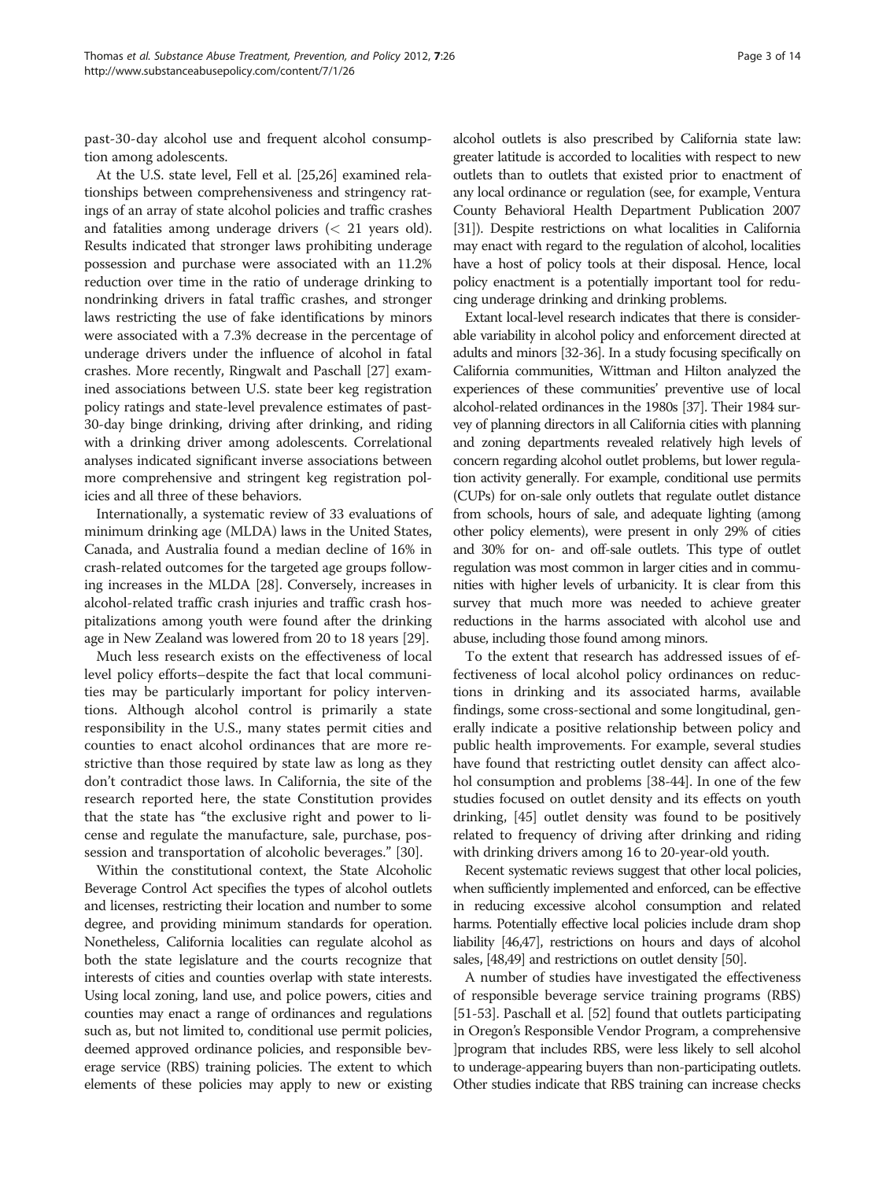past-30-day alcohol use and frequent alcohol consumption among adolescents.

At the U.S. state level, Fell et al. [25,26] examined relationships between comprehensiveness and stringency ratings of an array of state alcohol policies and traffic crashes and fatalities among underage drivers (< 21 years old). Results indicated that stronger laws prohibiting underage possession and purchase were associated with an 11.2% reduction over time in the ratio of underage drinking to nondrinking drivers in fatal traffic crashes, and stronger laws restricting the use of fake identifications by minors were associated with a 7.3% decrease in the percentage of underage drivers under the influence of alcohol in fatal crashes. More recently, Ringwalt and Paschall [27] examined associations between U.S. state beer keg registration policy ratings and state-level prevalence estimates of past-30-day binge drinking, driving after drinking, and riding with a drinking driver among adolescents. Correlational analyses indicated significant inverse associations between more comprehensive and stringent keg registration policies and all three of these behaviors.

Internationally, a systematic review of 33 evaluations of minimum drinking age (MLDA) laws in the United States, Canada, and Australia found a median decline of 16% in crash-related outcomes for the targeted age groups following increases in the MLDA [28]. Conversely, increases in alcohol-related traffic crash injuries and traffic crash hospitalizations among youth were found after the drinking age in New Zealand was lowered from 20 to 18 years [29].

Much less research exists on the effectiveness of local level policy efforts–despite the fact that local communities may be particularly important for policy interventions. Although alcohol control is primarily a state responsibility in the U.S., many states permit cities and counties to enact alcohol ordinances that are more restrictive than those required by state law as long as they don't contradict those laws. In California, the site of the research reported here, the state Constitution provides that the state has "the exclusive right and power to license and regulate the manufacture, sale, purchase, possession and transportation of alcoholic beverages." [30].

Within the constitutional context, the State Alcoholic Beverage Control Act specifies the types of alcohol outlets and licenses, restricting their location and number to some degree, and providing minimum standards for operation. Nonetheless, California localities can regulate alcohol as both the state legislature and the courts recognize that interests of cities and counties overlap with state interests. Using local zoning, land use, and police powers, cities and counties may enact a range of ordinances and regulations such as, but not limited to, conditional use permit policies, deemed approved ordinance policies, and responsible beverage service (RBS) training policies. The extent to which elements of these policies may apply to new or existing alcohol outlets is also prescribed by California state law: greater latitude is accorded to localities with respect to new outlets than to outlets that existed prior to enactment of any local ordinance or regulation (see, for example, Ventura County Behavioral Health Department Publication 2007 [31]). Despite restrictions on what localities in California may enact with regard to the regulation of alcohol, localities have a host of policy tools at their disposal. Hence, local policy enactment is a potentially important tool for reducing underage drinking and drinking problems.

Extant local-level research indicates that there is considerable variability in alcohol policy and enforcement directed at adults and minors [32-36]. In a study focusing specifically on California communities, Wittman and Hilton analyzed the experiences of these communities' preventive use of local alcohol-related ordinances in the 1980s [37]. Their 1984 survey of planning directors in all California cities with planning and zoning departments revealed relatively high levels of concern regarding alcohol outlet problems, but lower regulation activity generally. For example, conditional use permits (CUPs) for on-sale only outlets that regulate outlet distance from schools, hours of sale, and adequate lighting (among other policy elements), were present in only 29% of cities and 30% for on- and off-sale outlets. This type of outlet regulation was most common in larger cities and in communities with higher levels of urbanicity. It is clear from this survey that much more was needed to achieve greater reductions in the harms associated with alcohol use and abuse, including those found among minors.

To the extent that research has addressed issues of effectiveness of local alcohol policy ordinances on reductions in drinking and its associated harms, available findings, some cross-sectional and some longitudinal, generally indicate a positive relationship between policy and public health improvements. For example, several studies have found that restricting outlet density can affect alcohol consumption and problems [38-44]. In one of the few studies focused on outlet density and its effects on youth drinking, [45] outlet density was found to be positively related to frequency of driving after drinking and riding with drinking drivers among 16 to 20-year-old youth.

Recent systematic reviews suggest that other local policies, when sufficiently implemented and enforced, can be effective in reducing excessive alcohol consumption and related harms. Potentially effective local policies include dram shop liability [46,47], restrictions on hours and days of alcohol sales, [48,49] and restrictions on outlet density [50].

A number of studies have investigated the effectiveness of responsible beverage service training programs (RBS) [51-53]. Paschall et al. [52] found that outlets participating in Oregon's Responsible Vendor Program, a comprehensive ]program that includes RBS, were less likely to sell alcohol to underage-appearing buyers than non-participating outlets. Other studies indicate that RBS training can increase checks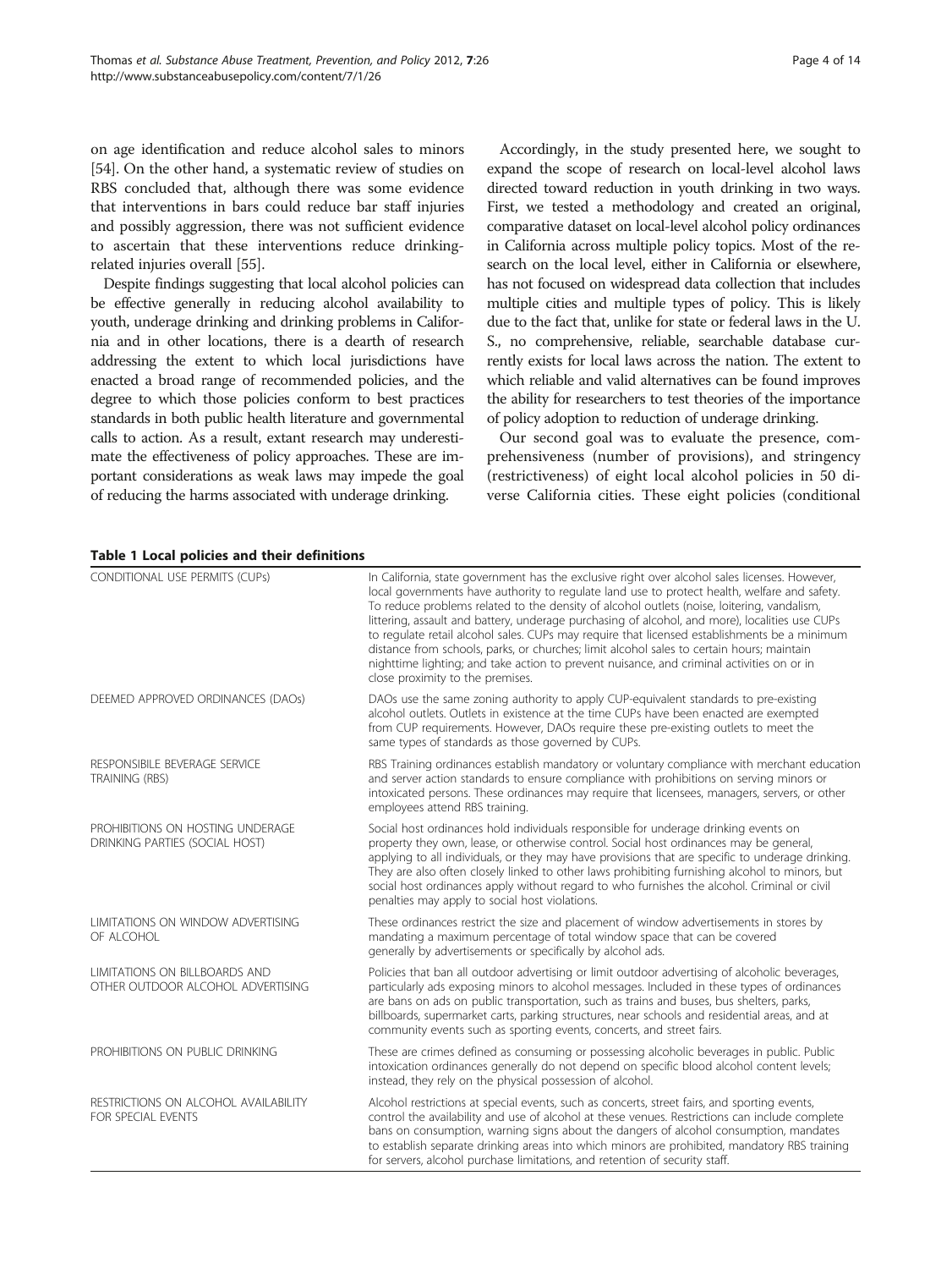on age identification and reduce alcohol sales to minors [54]. On the other hand, a systematic review of studies on RBS concluded that, although there was some evidence that interventions in bars could reduce bar staff injuries and possibly aggression, there was not sufficient evidence to ascertain that these interventions reduce drinking-related injuries overall [55].

Despite findings suggesting that local alcohol policies can be effective generally in reducing alcohol availability to youth, underage drinking and drinking problems in California and in other locations, there is a dearth of research addressing the extent to which local jurisdictions have enacted a broad range of recommended policies, and the degree to which those policies conform to best practices standards in both public health literature and governmental calls to action. As a result, extant research may underestimate the effectiveness of policy approaches. These are important considerations as weak laws may impede the goal of reducing the harms associated with underage drinking.

Accordingly, in the study presented here, we sought to expand the scope of research on local-level alcohol laws directed toward reduction in youth drinking in two ways. First, we tested a methodology and created an original, comparative dataset on local-level alcohol policy ordinances in California across multiple policy topics. Most of the research on the local level, either in California or elsewhere, has not focused on widespread data collection that includes multiple cities and multiple types of policy. This is likely due to the fact that, unlike for state or federal laws in the U. S., no comprehensive, reliable, searchable database currently exists for local laws across the nation. The extent to which reliable and valid alternatives can be found improves the ability for researchers to test theories of the importance of policy adoption to reduction of underage drinking.

Our second goal was to evaluate the presence, comprehensiveness (number of provisions), and stringency (restrictiveness) of eight local alcohol policies in 50 diverse California cities. These eight policies (conditional

**Table 1 Local policies and their definitions**

| | |
|---|---|
| CONDITIONAL USE PERMITS (CUPs) | In California, state government has the exclusive right over alcohol sales licenses. However, local governments have authority to regulate land use to protect health, welfare and safety. To reduce problems related to the density of alcohol outlets (noise, loitering, vandalism, littering, assault and battery, underage purchasing of alcohol, and more), localities use CUPs to regulate retail alcohol sales. CUPs may require that licensed establishments be a minimum distance from schools, parks, or churches; limit alcohol sales to certain hours; maintain nighttime lighting; and take action to prevent nuisance, and criminal activities on or in close proximity to the premises. |
| DEEMED APPROVED ORDINANCES (DAOs) | DAOs use the same zoning authority to apply CUP-equivalent standards to pre-existing alcohol outlets. Outlets in existence at the time CUPs have been enacted are exempted from CUP requirements. However, DAOs require these pre-existing outlets to meet the same types of standards as those governed by CUPs. |
| RESPONSIBILE BEVERAGE SERVICE TRAINING (RBS) | RBS Training ordinances establish mandatory or voluntary compliance with merchant education and server action standards to ensure compliance with prohibitions on serving minors or intoxicated persons. These ordinances may require that licensees, managers, servers, or other employees attend RBS training. |
| PROHIBITIONS ON HOSTING UNDERAGE DRINKING PARTIES (SOCIAL HOST) | Social host ordinances hold individuals responsible for underage drinking events on property they own, lease, or otherwise control. Social host ordinances may be general, applying to all individuals, or they may have provisions that are specific to underage drinking. They are also often closely linked to other laws prohibiting furnishing alcohol to minors, but social host ordinances apply without regard to who furnishes the alcohol. Criminal or civil penalties may apply to social host violations. |
| LIMITATIONS ON WINDOW ADVERTISING OF ALCOHOL | These ordinances restrict the size and placement of window advertisements in stores by mandating a maximum percentage of total window space that can be covered generally by advertisements or specifically by alcohol ads. |
| LIMITATIONS ON BILLBOARDS AND OTHER OUTDOOR ALCOHOL ADVERTISING | Policies that ban all outdoor advertising or limit outdoor advertising of alcoholic beverages, particularly ads exposing minors to alcohol messages. Included in these types of ordinances are bans on ads on public transportation, such as trains and buses, bus shelters, parks, billboards, supermarket carts, parking structures, near schools and residential areas, and at community events such as sporting events, concerts, and street fairs. |
| PROHIBITIONS ON PUBLIC DRINKING | These are crimes defined as consuming or possessing alcoholic beverages in public. Public intoxication ordinances generally do not depend on specific blood alcohol content levels; instead, they rely on the physical possession of alcohol. |
| RESTRICTIONS ON ALCOHOL AVAILABILITY FOR SPECIAL EVENTS | Alcohol restrictions at special events, such as concerts, street fairs, and sporting events, control the availability and use of alcohol at these venues. Restrictions can include complete bans on consumption, warning signs about the dangers of alcohol consumption, mandates to establish separate drinking areas into which minors are prohibited, mandatory RBS training for servers, alcohol purchase limitations, and retention of security staff. |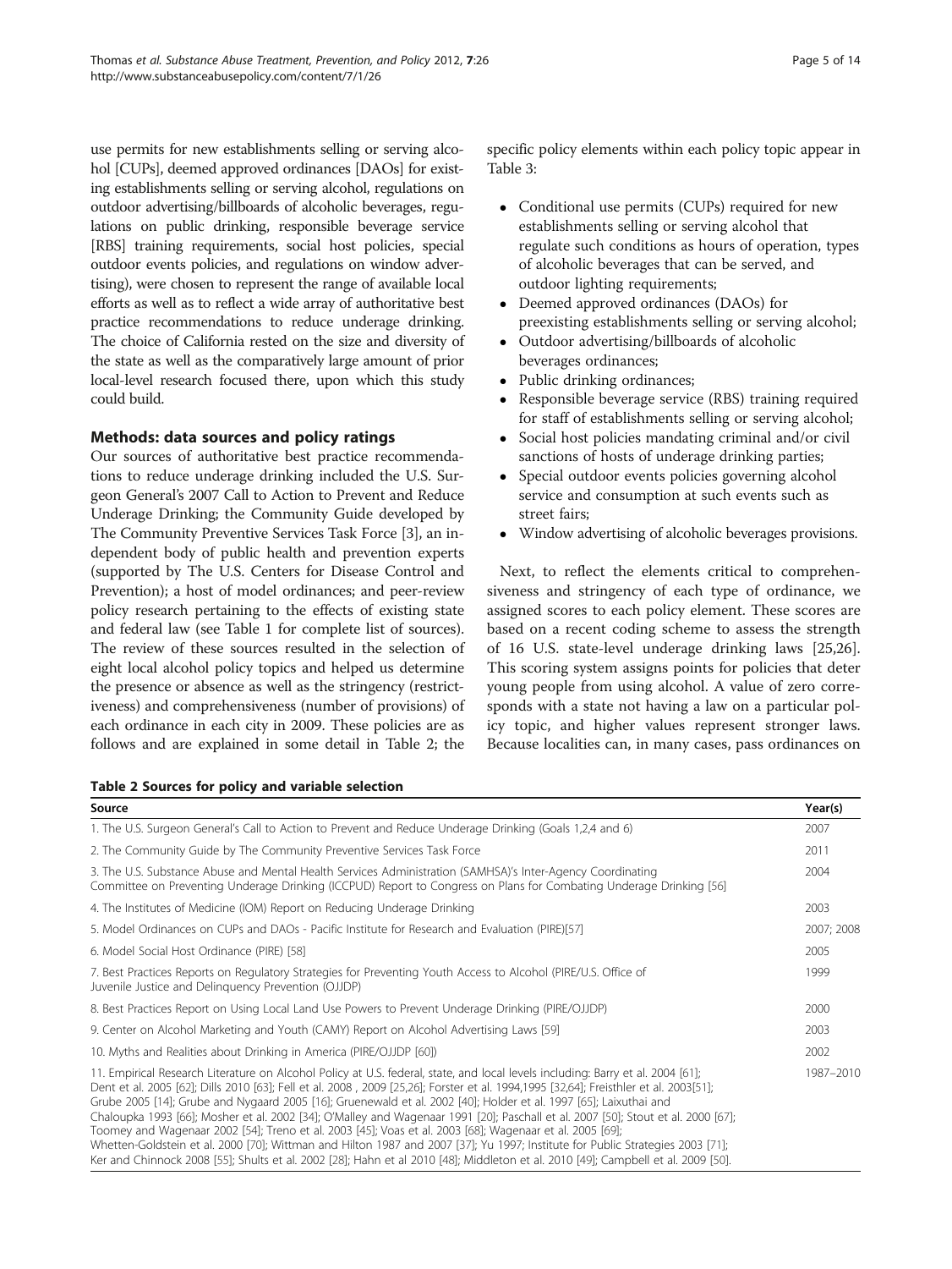use permits for new establishments selling or serving alcohol [CUPs], deemed approved ordinances [DAOs] for existing establishments selling or serving alcohol, regulations on outdoor advertising/billboards of alcoholic beverages, regulations on public drinking, responsible beverage service [RBS] training requirements, social host policies, special outdoor events policies, and regulations on window advertising), were chosen to represent the range of available local efforts as well as to reflect a wide array of authoritative best practice recommendations to reduce underage drinking. The choice of California rested on the size and diversity of the state as well as the comparatively large amount of prior local-level research focused there, upon which this study could build.

## Methods: data sources and policy ratings

Our sources of authoritative best practice recommendations to reduce underage drinking included the U.S. Surgeon General's 2007 Call to Action to Prevent and Reduce Underage Drinking; the Community Guide developed by The Community Preventive Services Task Force [3], an independent body of public health and prevention experts (supported by The U.S. Centers for Disease Control and Prevention); a host of model ordinances; and peer-review policy research pertaining to the effects of existing state and federal law (see Table 1 for complete list of sources). The review of these sources resulted in the selection of eight local alcohol policy topics and helped us determine the presence or absence as well as the stringency (restrictiveness) and comprehensiveness (number of provisions) of each ordinance in each city in 2009. These policies are as follows and are explained in some detail in Table 2; the specific policy elements within each policy topic appear in Table 3:

- Conditional use permits (CUPs) required for new establishments selling or serving alcohol that regulate such conditions as hours of operation, types of alcoholic beverages that can be served, and outdoor lighting requirements;
- Deemed approved ordinances (DAOs) for preexisting establishments selling or serving alcohol;
- Outdoor advertising/billboards of alcoholic beverages ordinances;
- Public drinking ordinances;
- Responsible beverage service (RBS) training required for staff of establishments selling or serving alcohol;
- Social host policies mandating criminal and/or civil sanctions of hosts of underage drinking parties;
- Special outdoor events policies governing alcohol service and consumption at such events such as street fairs;
- Window advertising of alcoholic beverages provisions.

Next, to reflect the elements critical to comprehensiveness and stringency of each type of ordinance, we assigned scores to each policy element. These scores are based on a recent coding scheme to assess the strength of 16 U.S. state-level underage drinking laws [25,26]. This scoring system assigns points for policies that deter young people from using alcohol. A value of zero corresponds with a state not having a law on a particular policy topic, and higher values represent stronger laws. Because localities can, in many cases, pass ordinances on

**Table 2 Sources for policy and variable selection**

| Source | Year(s) |
|---|---|
| 1. The U.S. Surgeon General's Call to Action to Prevent and Reduce Underage Drinking (Goals 1,2,4 and 6) | 2007 |
| 2. The Community Guide by The Community Preventive Services Task Force | 2011 |
| 3. The U.S. Substance Abuse and Mental Health Services Administration (SAMHSA)'s Inter-Agency Coordinating Committee on Preventing Underage Drinking (ICCPUD) Report to Congress on Plans for Combating Underage Drinking [56] | 2004 |
| 4. The Institutes of Medicine (IOM) Report on Reducing Underage Drinking | 2003 |
| 5. Model Ordinances on CUPs and DAOs - Pacific Institute for Research and Evaluation (PIRE)[57] | 2007; 2008 |
| 6. Model Social Host Ordinance (PIRE) [58] | 2005 |
| 7. Best Practices Reports on Regulatory Strategies for Preventing Youth Access to Alcohol (PIRE/U.S. Office of Juvenile Justice and Delinquency Prevention (OJJDP) | 1999 |
| 8. Best Practices Report on Using Local Land Use Powers to Prevent Underage Drinking (PIRE/OJJDP) | 2000 |
| 9. Center on Alcohol Marketing and Youth (CAMY) Report on Alcohol Advertising Laws [59] | 2003 |
| 10. Myths and Realities about Drinking in America (PIRE/OJJDP [60]) | 2002 |
| 11. Empirical Research Literature on Alcohol Policy at U.S. federal, state, and local levels including: Barry et al. 2004 [61]; Dent et al. 2005 [62]; Dills 2010 [63]; Fell et al. 2008 , 2009 [25,26]; Forster et al. 1994,1995 [32,64]; Freisthler et al. 2003[51]; Grube 2005 [14]; Grube and Nygaard 2005 [16]; Gruenewald et al. 2002 [40]; Holder et al. 1997 [65]; Laixuthai and Chaloupka 1993 [66]; Mosher et al. 2002 [34]; O'Malley and Wagenaar 1991 [20]; Paschall et al. 2007 [50]; Stout et al. 2000 [67]; Toomey and Wagenaar 2002 [54]; Treno et al. 2003 [45]; Voas et al. 2003 [68]; Wagenaar et al. 2005 [69]; Whetten-Goldstein et al. 2000 [70]; Wittman and Hilton 1987 and 2007 [37]; Yu 1997; Institute for Public Strategies 2003 [71]; Ker and Chinnock 2008 [55]; Shults et al. 2002 [28]; Hahn et al 2010 [48]; Middleton et al. 2010 [49]; Campbell et al. 2009 [50]. | 1987–2010 |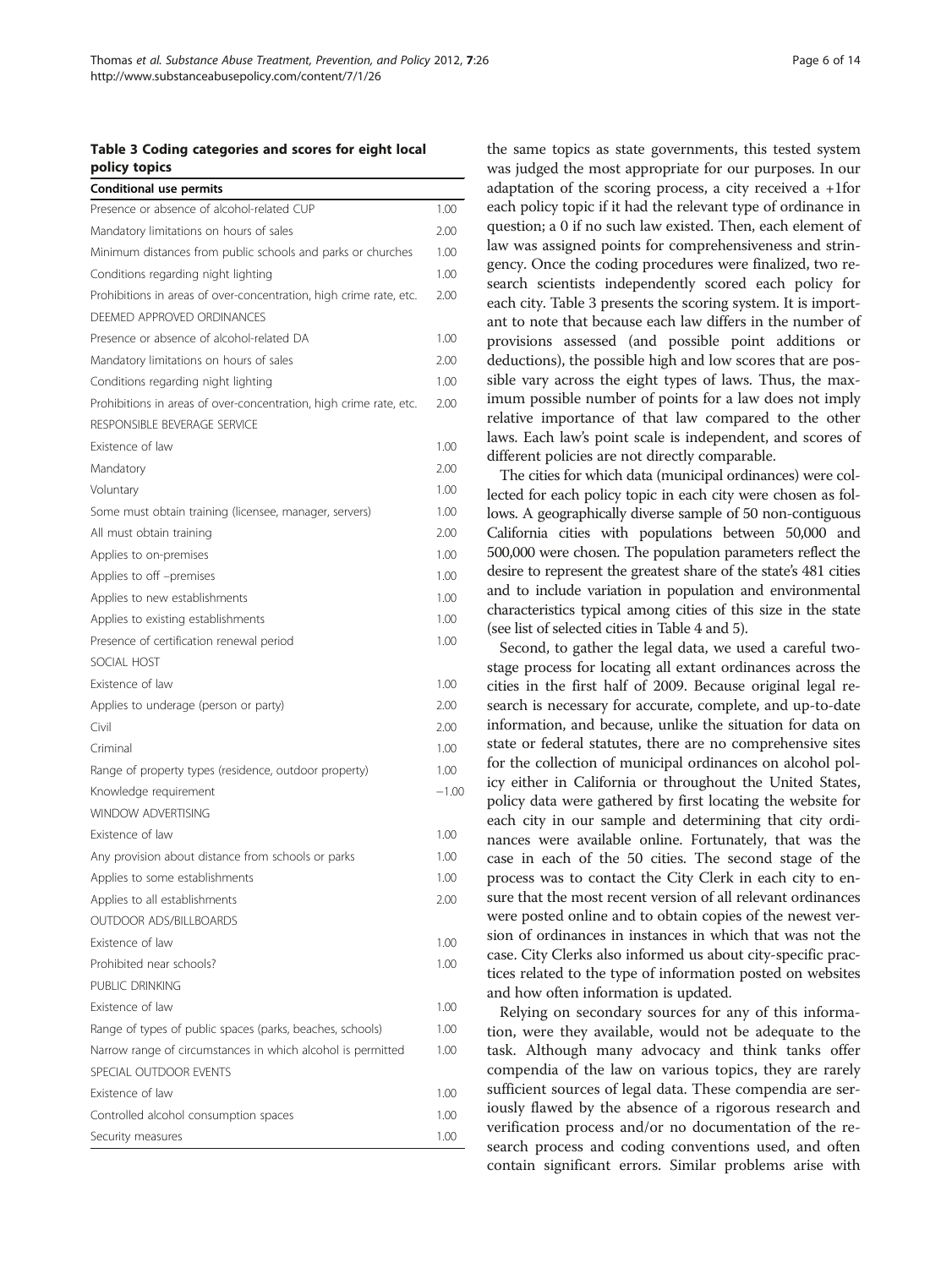**Table 3 Coding categories and scores for eight local policy topics**

| Conditional use permits | |
|---|---|
| Presence or absence of alcohol-related CUP | 1.00 |
| Mandatory limitations on hours of sales | 2.00 |
| Minimum distances from public schools and parks or churches | 1.00 |
| Conditions regarding night lighting | 1.00 |
| Prohibitions in areas of over-concentration, high crime rate, etc. | 2.00 |
| DEEMED APPROVED ORDINANCES | |
| Presence or absence of alcohol-related DA | 1.00 |
| Mandatory limitations on hours of sales | 2.00 |
| Conditions regarding night lighting | 1.00 |
| Prohibitions in areas of over-concentration, high crime rate, etc. | 2.00 |
| RESPONSIBLE BEVERAGE SERVICE | |
| Existence of law | 1.00 |
| Mandatory | 2.00 |
| Voluntary | 1.00 |
| Some must obtain training (licensee, manager, servers) | 1.00 |
| All must obtain training | 2.00 |
| Applies to on-premises | 1.00 |
| Applies to off –premises | 1.00 |
| Applies to new establishments | 1.00 |
| Applies to existing establishments | 1.00 |
| Presence of certification renewal period | 1.00 |
| SOCIAL HOST | |
| Existence of law | 1.00 |
| Applies to underage (person or party) | 2.00 |
| Civil | 2.00 |
| Criminal | 1.00 |
| Range of property types (residence, outdoor property) | 1.00 |
| Knowledge requirement | −1.00 |
| WINDOW ADVERTISING | |
| Existence of law | 1.00 |
| Any provision about distance from schools or parks | 1.00 |
| Applies to some establishments | 1.00 |
| Applies to all establishments | 2.00 |
| OUTDOOR ADS/BILLBOARDS | |
| Existence of law | 1.00 |
| Prohibited near schools? | 1.00 |
| PUBLIC DRINKING | |
| Existence of law | 1.00 |
| Range of types of public spaces (parks, beaches, schools) | 1.00 |
| Narrow range of circumstances in which alcohol is permitted | 1.00 |
| SPECIAL OUTDOOR EVENTS | |
| Existence of law | 1.00 |
| Controlled alcohol consumption spaces | 1.00 |
| Security measures | 1.00 |

the same topics as state governments, this tested system was judged the most appropriate for our purposes. In our adaptation of the scoring process, a city received a +1for each policy topic if it had the relevant type of ordinance in question; a 0 if no such law existed. Then, each element of law was assigned points for comprehensiveness and stringency. Once the coding procedures were finalized, two research scientists independently scored each policy for each city. Table 3 presents the scoring system. It is important to note that because each law differs in the number of provisions assessed (and possible point additions or deductions), the possible high and low scores that are possible vary across the eight types of laws. Thus, the maximum possible number of points for a law does not imply relative importance of that law compared to the other laws. Each law's point scale is independent, and scores of different policies are not directly comparable.

The cities for which data (municipal ordinances) were collected for each policy topic in each city were chosen as follows. A geographically diverse sample of 50 non-contiguous California cities with populations between 50,000 and 500,000 were chosen. The population parameters reflect the desire to represent the greatest share of the state's 481 cities and to include variation in population and environmental characteristics typical among cities of this size in the state (see list of selected cities in Table 4 and 5).

Second, to gather the legal data, we used a careful two-stage process for locating all extant ordinances across the cities in the first half of 2009. Because original legal research is necessary for accurate, complete, and up-to-date information, and because, unlike the situation for data on state or federal statutes, there are no comprehensive sites for the collection of municipal ordinances on alcohol policy either in California or throughout the United States, policy data were gathered by first locating the website for each city in our sample and determining that city ordinances were available online. Fortunately, that was the case in each of the 50 cities. The second stage of the process was to contact the City Clerk in each city to ensure that the most recent version of all relevant ordinances were posted online and to obtain copies of the newest version of ordinances in instances in which that was not the case. City Clerks also informed us about city-specific practices related to the type of information posted on websites and how often information is updated.

Relying on secondary sources for any of this information, were they available, would not be adequate to the task. Although many advocacy and think tanks offer compendia of the law on various topics, they are rarely sufficient sources of legal data. These compendia are seriously flawed by the absence of a rigorous research and verification process and/or no documentation of the research process and coding conventions used, and often contain significant errors. Similar problems arise with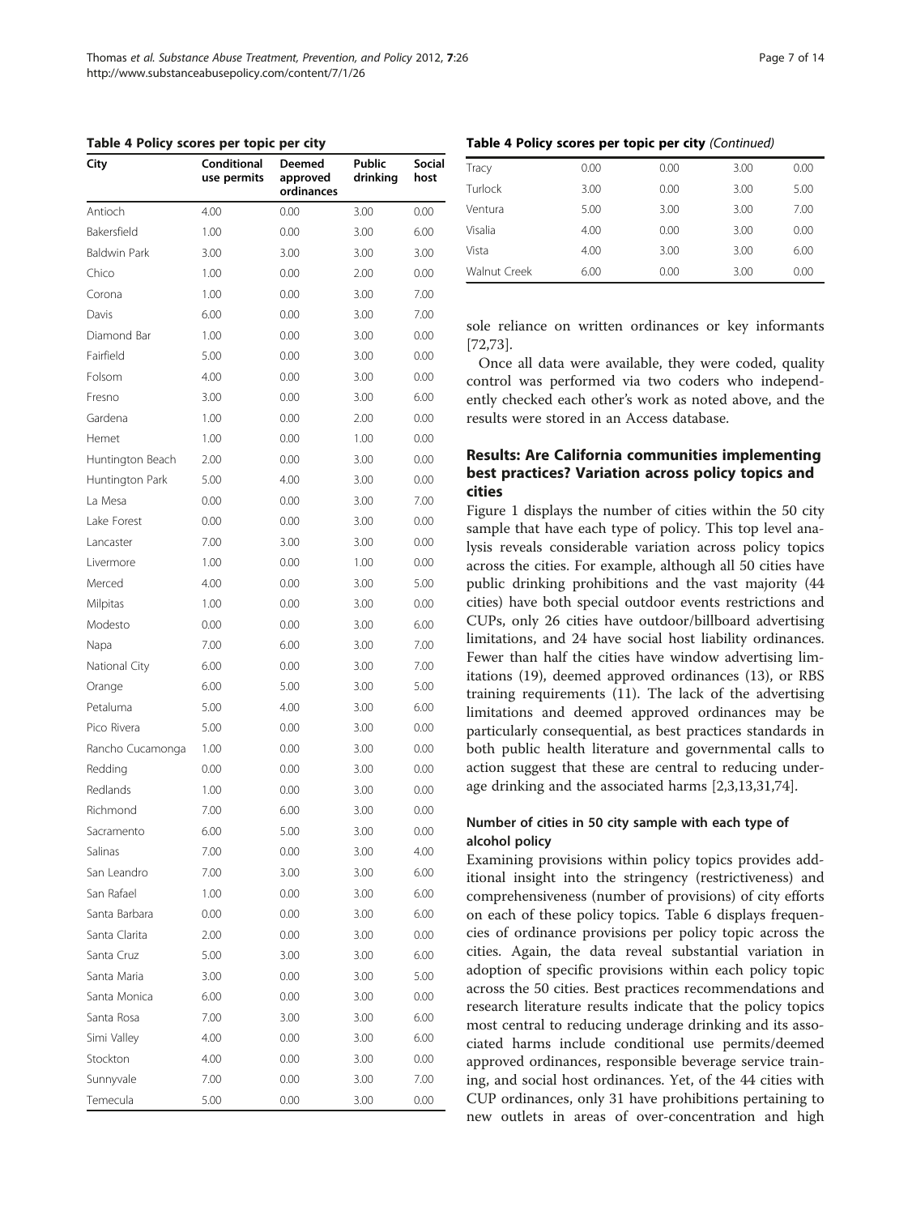**Table 4 Policy scores per topic per city**

| City | Conditional use permits | Deemed approved ordinances | Public drinking | Social host |
|---|---|---|---|---|
| Antioch | 4.00 | 0.00 | 3.00 | 0.00 |
| Bakersfield | 1.00 | 0.00 | 3.00 | 6.00 |
| Baldwin Park | 3.00 | 3.00 | 3.00 | 3.00 |
| Chico | 1.00 | 0.00 | 2.00 | 0.00 |
| Corona | 1.00 | 0.00 | 3.00 | 7.00 |
| Davis | 6.00 | 0.00 | 3.00 | 7.00 |
| Diamond Bar | 1.00 | 0.00 | 3.00 | 0.00 |
| Fairfield | 5.00 | 0.00 | 3.00 | 0.00 |
| Folsom | 4.00 | 0.00 | 3.00 | 0.00 |
| Fresno | 3.00 | 0.00 | 3.00 | 6.00 |
| Gardena | 1.00 | 0.00 | 2.00 | 0.00 |
| Hemet | 1.00 | 0.00 | 1.00 | 0.00 |
| Huntington Beach | 2.00 | 0.00 | 3.00 | 0.00 |
| Huntington Park | 5.00 | 4.00 | 3.00 | 0.00 |
| La Mesa | 0.00 | 0.00 | 3.00 | 7.00 |
| Lake Forest | 0.00 | 0.00 | 3.00 | 0.00 |
| Lancaster | 7.00 | 3.00 | 3.00 | 0.00 |
| Livermore | 1.00 | 0.00 | 1.00 | 0.00 |
| Merced | 4.00 | 0.00 | 3.00 | 5.00 |
| Milpitas | 1.00 | 0.00 | 3.00 | 0.00 |
| Modesto | 0.00 | 0.00 | 3.00 | 6.00 |
| Napa | 7.00 | 6.00 | 3.00 | 7.00 |
| National City | 6.00 | 0.00 | 3.00 | 7.00 |
| Orange | 6.00 | 5.00 | 3.00 | 5.00 |
| Petaluma | 5.00 | 4.00 | 3.00 | 6.00 |
| Pico Rivera | 5.00 | 0.00 | 3.00 | 0.00 |
| Rancho Cucamonga | 1.00 | 0.00 | 3.00 | 0.00 |
| Redding | 0.00 | 0.00 | 3.00 | 0.00 |
| Redlands | 1.00 | 0.00 | 3.00 | 0.00 |
| Richmond | 7.00 | 6.00 | 3.00 | 0.00 |
| Sacramento | 6.00 | 5.00 | 3.00 | 0.00 |
| Salinas | 7.00 | 0.00 | 3.00 | 4.00 |
| San Leandro | 7.00 | 3.00 | 3.00 | 6.00 |
| San Rafael | 1.00 | 0.00 | 3.00 | 6.00 |
| Santa Barbara | 0.00 | 0.00 | 3.00 | 6.00 |
| Santa Clarita | 2.00 | 0.00 | 3.00 | 0.00 |
| Santa Cruz | 5.00 | 3.00 | 3.00 | 6.00 |
| Santa Maria | 3.00 | 0.00 | 3.00 | 5.00 |
| Santa Monica | 6.00 | 0.00 | 3.00 | 0.00 |
| Santa Rosa | 7.00 | 3.00 | 3.00 | 6.00 |
| Simi Valley | 4.00 | 0.00 | 3.00 | 6.00 |
| Stockton | 4.00 | 0.00 | 3.00 | 0.00 |
| Sunnyvale | 7.00 | 0.00 | 3.00 | 7.00 |
| Temecula | 5.00 | 0.00 | 3.00 | 0.00 |
| Tracy | 0.00 | 0.00 | 3.00 | 0.00 |
| Turlock | 3.00 | 0.00 | 3.00 | 5.00 |
| Ventura | 5.00 | 3.00 | 3.00 | 7.00 |
| Visalia | 4.00 | 0.00 | 3.00 | 0.00 |
| Vista | 4.00 | 3.00 | 3.00 | 6.00 |
| Walnut Creek | 6.00 | 0.00 | 3.00 | 0.00 |

sole reliance on written ordinances or key informants [72,73].

Once all data were available, they were coded, quality control was performed via two coders who independently checked each other's work as noted above, and the results were stored in an Access database.

## Results: Are California communities implementing best practices? Variation across policy topics and cities

Figure 1 displays the number of cities within the 50 city sample that have each type of policy. This top level analysis reveals considerable variation across policy topics across the cities. For example, although all 50 cities have public drinking prohibitions and the vast majority (44 cities) have both special outdoor events restrictions and CUPs, only 26 cities have outdoor/billboard advertising limitations, and 24 have social host liability ordinances. Fewer than half the cities have window advertising limitations (19), deemed approved ordinances (13), or RBS training requirements (11). The lack of the advertising limitations and deemed approved ordinances may be particularly consequential, as best practices standards in both public health literature and governmental calls to action suggest that these are central to reducing underage drinking and the associated harms [2,3,13,31,74].

### Number of cities in 50 city sample with each type of alcohol policy

Examining provisions within policy topics provides additional insight into the stringency (restrictiveness) and comprehensiveness (number of provisions) of city efforts on each of these policy topics. Table 6 displays frequencies of ordinance provisions per policy topic across the cities. Again, the data reveal substantial variation in adoption of specific provisions within each policy topic across the 50 cities. Best practices recommendations and research literature results indicate that the policy topics most central to reducing underage drinking and its associated harms include conditional use permits/deemed approved ordinances, responsible beverage service training, and social host ordinances. Yet, of the 44 cities with CUP ordinances, only 31 have prohibitions pertaining to new outlets in areas of over-concentration and high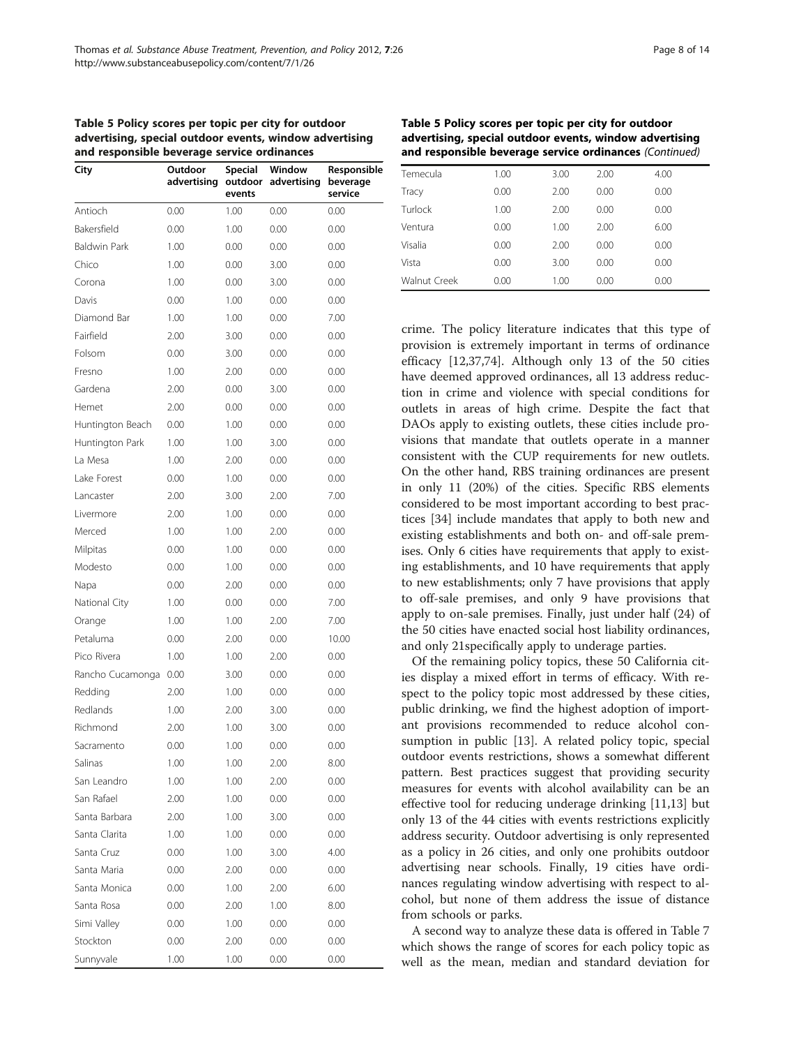**Table 5 Policy scores per topic per city for outdoor advertising, special outdoor events, window advertising and responsible beverage service ordinances**

| City | Outdoor advertising | Special outdoor events | Window advertising | Responsible beverage service |
|---|---|---|---|---|
| Antioch | 0.00 | 1.00 | 0.00 | 0.00 |
| Bakersfield | 0.00 | 1.00 | 0.00 | 0.00 |
| Baldwin Park | 1.00 | 0.00 | 0.00 | 0.00 |
| Chico | 1.00 | 0.00 | 3.00 | 0.00 |
| Corona | 1.00 | 0.00 | 3.00 | 0.00 |
| Davis | 0.00 | 1.00 | 0.00 | 0.00 |
| Diamond Bar | 1.00 | 1.00 | 0.00 | 7.00 |
| Fairfield | 2.00 | 3.00 | 0.00 | 0.00 |
| Folsom | 0.00 | 3.00 | 0.00 | 0.00 |
| Fresno | 1.00 | 2.00 | 0.00 | 0.00 |
| Gardena | 2.00 | 0.00 | 3.00 | 0.00 |
| Hemet | 2.00 | 0.00 | 0.00 | 0.00 |
| Huntington Beach | 0.00 | 1.00 | 0.00 | 0.00 |
| Huntington Park | 1.00 | 1.00 | 3.00 | 0.00 |
| La Mesa | 1.00 | 2.00 | 0.00 | 0.00 |
| Lake Forest | 0.00 | 1.00 | 0.00 | 0.00 |
| Lancaster | 2.00 | 3.00 | 2.00 | 7.00 |
| Livermore | 2.00 | 1.00 | 0.00 | 0.00 |
| Merced | 1.00 | 1.00 | 2.00 | 0.00 |
| Milpitas | 0.00 | 1.00 | 0.00 | 0.00 |
| Modesto | 0.00 | 1.00 | 0.00 | 0.00 |
| Napa | 0.00 | 2.00 | 0.00 | 0.00 |
| National City | 1.00 | 0.00 | 0.00 | 7.00 |
| Orange | 1.00 | 1.00 | 2.00 | 7.00 |
| Petaluma | 0.00 | 2.00 | 0.00 | 10.00 |
| Pico Rivera | 1.00 | 1.00 | 2.00 | 0.00 |
| Rancho Cucamonga | 0.00 | 3.00 | 0.00 | 0.00 |
| Redding | 2.00 | 1.00 | 0.00 | 0.00 |
| Redlands | 1.00 | 2.00 | 3.00 | 0.00 |
| Richmond | 2.00 | 1.00 | 3.00 | 0.00 |
| Sacramento | 0.00 | 1.00 | 0.00 | 0.00 |
| Salinas | 1.00 | 1.00 | 2.00 | 8.00 |
| San Leandro | 1.00 | 1.00 | 2.00 | 0.00 |
| San Rafael | 2.00 | 1.00 | 0.00 | 0.00 |
| Santa Barbara | 2.00 | 1.00 | 3.00 | 0.00 |
| Santa Clarita | 1.00 | 1.00 | 0.00 | 0.00 |
| Santa Cruz | 0.00 | 1.00 | 3.00 | 4.00 |
| Santa Maria | 0.00 | 2.00 | 0.00 | 0.00 |
| Santa Monica | 0.00 | 1.00 | 2.00 | 6.00 |
| Santa Rosa | 0.00 | 2.00 | 1.00 | 8.00 |
| Simi Valley | 0.00 | 1.00 | 0.00 | 0.00 |
| Stockton | 0.00 | 2.00 | 0.00 | 0.00 |
| Sunnyvale | 1.00 | 1.00 | 0.00 | 0.00 |
| Temecula | 1.00 | 3.00 | 2.00 | 4.00 |
| Tracy | 0.00 | 2.00 | 0.00 | 0.00 |
| Turlock | 1.00 | 2.00 | 0.00 | 0.00 |
| Ventura | 0.00 | 1.00 | 2.00 | 6.00 |
| Visalia | 0.00 | 2.00 | 0.00 | 0.00 |
| Vista | 0.00 | 3.00 | 0.00 | 0.00 |
| Walnut Creek | 0.00 | 1.00 | 0.00 | 0.00 |

crime. The policy literature indicates that this type of provision is extremely important in terms of ordinance efficacy [12,37,74]. Although only 13 of the 50 cities have deemed approved ordinances, all 13 address reduction in crime and violence with special conditions for outlets in areas of high crime. Despite the fact that DAOs apply to existing outlets, these cities include provisions that mandate that outlets operate in a manner consistent with the CUP requirements for new outlets. On the other hand, RBS training ordinances are present in only 11 (20%) of the cities. Specific RBS elements considered to be most important according to best practices [34] include mandates that apply to both new and existing establishments and both on- and off-sale premises. Only 6 cities have requirements that apply to existing establishments, and 10 have requirements that apply to new establishments; only 7 have provisions that apply to off-sale premises, and only 9 have provisions that apply to on-sale premises. Finally, just under half (24) of the 50 cities have enacted social host liability ordinances, and only 21specifically apply to underage parties.

Of the remaining policy topics, these 50 California cities display a mixed effort in terms of efficacy. With respect to the policy topic most addressed by these cities, public drinking, we find the highest adoption of important provisions recommended to reduce alcohol consumption in public [13]. A related policy topic, special outdoor events restrictions, shows a somewhat different pattern. Best practices suggest that providing security measures for events with alcohol availability can be an effective tool for reducing underage drinking [11,13] but only 13 of the 44 cities with events restrictions explicitly address security. Outdoor advertising is only represented as a policy in 26 cities, and only one prohibits outdoor advertising near schools. Finally, 19 cities have ordinances regulating window advertising with respect to alcohol, but none of them address the issue of distance from schools or parks.

A second way to analyze these data is offered in Table 7 which shows the range of scores for each policy topic as well as the mean, median and standard deviation for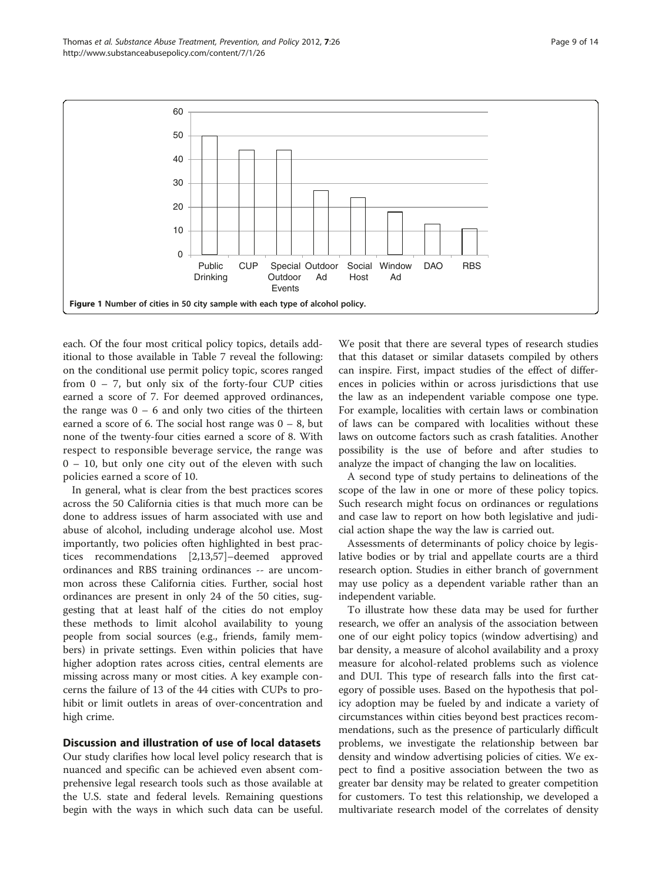60
50
40
30
20
10
0

Public Drinking
CUP
Special Outdoor Events
Outdoor Ad
Social Host
Window Ad
DAO
RBS

**Figure 1 Number of cities in 50 city sample with each type of alcohol policy.**

each. Of the four most critical policy topics, details additional to those available in Table 7 reveal the following: on the conditional use permit policy topic, scores ranged from 0 – 7, but only six of the forty-four CUP cities earned a score of 7. For deemed approved ordinances, the range was 0 – 6 and only two cities of the thirteen earned a score of 6. The social host range was 0 – 8, but none of the twenty-four cities earned a score of 8. With respect to responsible beverage service, the range was 0 – 10, but only one city out of the eleven with such policies earned a score of 10.

In general, what is clear from the best practices scores across the 50 California cities is that much more can be done to address issues of harm associated with use and abuse of alcohol, including underage alcohol use. Most importantly, two policies often highlighted in best practices recommendations [2,13,57]–deemed approved ordinances and RBS training ordinances -- are uncommon across these California cities. Further, social host ordinances are present in only 24 of the 50 cities, suggesting that at least half of the cities do not employ these methods to limit alcohol availability to young people from social sources (e.g., friends, family members) in private settings. Even within policies that have higher adoption rates across cities, central elements are missing across many or most cities. A key example concerns the failure of 13 of the 44 cities with CUPs to prohibit or limit outlets in areas of over-concentration and high crime.

## Discussion and illustration of use of local datasets

Our study clarifies how local level policy research that is nuanced and specific can be achieved even absent comprehensive legal research tools such as those available at the U.S. state and federal levels. Remaining questions begin with the ways in which such data can be useful. We posit that there are several types of research studies that this dataset or similar datasets compiled by others can inspire. First, impact studies of the effect of differences in policies within or across jurisdictions that use the law as an independent variable compose one type. For example, localities with certain laws or combination of laws can be compared with localities without these laws on outcome factors such as crash fatalities. Another possibility is the use of before and after studies to analyze the impact of changing the law on localities.

A second type of study pertains to delineations of the scope of the law in one or more of these policy topics. Such research might focus on ordinances or regulations and case law to report on how both legislative and judicial action shape the way the law is carried out.

Assessments of determinants of policy choice by legislative bodies or by trial and appellate courts are a third research option. Studies in either branch of government may use policy as a dependent variable rather than an independent variable.

To illustrate how these data may be used for further research, we offer an analysis of the association between one of our eight policy topics (window advertising) and bar density, a measure of alcohol availability and a proxy measure for alcohol-related problems such as violence and DUI. This type of research falls into the first category of possible uses. Based on the hypothesis that policy adoption may be fueled by and indicate a variety of circumstances within cities beyond best practices recommendations, such as the presence of particularly difficult problems, we investigate the relationship between bar density and window advertising policies of cities. We expect to find a positive association between the two as greater bar density may be related to greater competition for customers. To test this relationship, we developed a multivariate research model of the correlates of density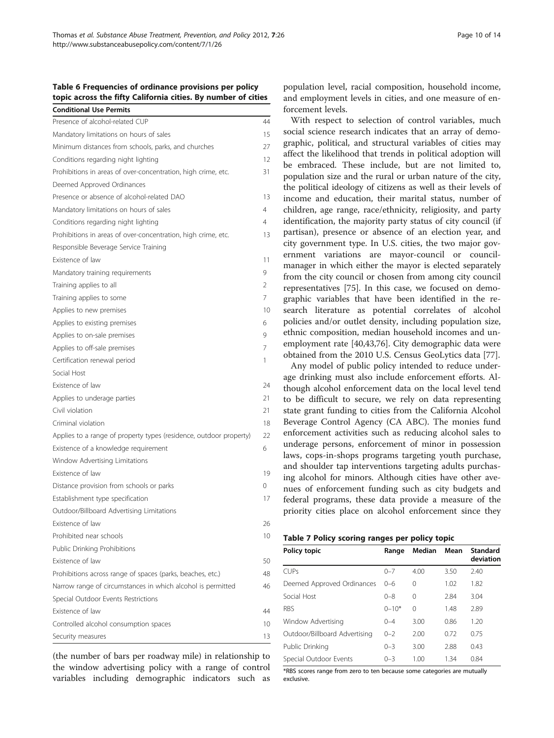**Table 6 Frequencies of ordinance provisions per policy topic across the fifty California cities. By number of cities**

| Conditional Use Permits | |
|---|---|
| Presence of alcohol-related CUP | 44 |
| Mandatory limitations on hours of sales | 15 |
| Minimum distances from schools, parks, and churches | 27 |
| Conditions regarding night lighting | 12 |
| Prohibitions in areas of over-concentration, high crime, etc. | 31 |
| Deemed Approved Ordinances | |
| Presence or absence of alcohol-related DAO | 13 |
| Mandatory limitations on hours of sales | 4 |
| Conditions regarding night lighting | 4 |
| Prohibitions in areas of over-concentration, high crime, etc. | 13 |
| Responsible Beverage Service Training | |
| Existence of law | 11 |
| Mandatory training requirements | 9 |
| Training applies to all | 2 |
| Training applies to some | 7 |
| Applies to new premises | 10 |
| Applies to existing premises | 6 |
| Applies to on-sale premises | 9 |
| Applies to off-sale premises | 7 |
| Certification renewal period | 1 |
| Social Host | |
| Existence of law | 24 |
| Applies to underage parties | 21 |
| Civil violation | 21 |
| Criminal violation | 18 |
| Applies to a range of property types (residence, outdoor property) | 22 |
| Existence of a knowledge requirement | 6 |
| Window Advertising Limitations | |
| Existence of law | 19 |
| Distance provision from schools or parks | 0 |
| Establishment type specification | 17 |
| Outdoor/Billboard Advertising Limitations | |
| Existence of law | 26 |
| Prohibited near schools | 10 |
| Public Drinking Prohibitions | |
| Existence of law | 50 |
| Prohibitions across range of spaces (parks, beaches, etc.) | 48 |
| Narrow range of circumstances in which alcohol is permitted | 46 |
| Special Outdoor Events Restrictions | |
| Existence of law | 44 |
| Controlled alcohol consumption spaces | 10 |
| Security measures | 13 |

(the number of bars per roadway mile) in relationship to the window advertising policy with a range of control variables including demographic indicators such as population level, racial composition, household income, and employment levels in cities, and one measure of enforcement levels.

With respect to selection of control variables, much social science research indicates that an array of demographic, political, and structural variables of cities may affect the likelihood that trends in political adoption will be embraced. These include, but are not limited to, population size and the rural or urban nature of the city, the political ideology of citizens as well as their levels of income and education, their marital status, number of children, age range, race/ethnicity, religiosity, and party identification, the majority party status of city council (if partisan), presence or absence of an election year, and city government type. In U.S. cities, the two major government variations are mayor-council or council-manager in which either the mayor is elected separately from the city council or chosen from among city council representatives [75]. In this case, we focused on demographic variables that have been identified in the research literature as potential correlates of alcohol policies and/or outlet density, including population size, ethnic composition, median household incomes and unemployment rate [40,43,76]. City demographic data were obtained from the 2010 U.S. Census GeoLytics data [77].

Any model of public policy intended to reduce underage drinking must also include enforcement efforts. Although alcohol enforcement data on the local level tend to be difficult to secure, we rely on data representing state grant funding to cities from the California Alcohol Beverage Control Agency (CA ABC). The monies fund enforcement activities such as reducing alcohol sales to underage persons, enforcement of minor in possession laws, cops-in-shops programs targeting youth purchase, and shoulder tap interventions targeting adults purchasing alcohol for minors. Although cities have other avenues of enforcement funding such as city budgets and federal programs, these data provide a measure of the priority cities place on alcohol enforcement since they

**Table 7 Policy scoring ranges per policy topic**

| Policy topic | Range | Median | Mean | Standard deviation |
|---|---|---|---|---|
| CUPs | 0–7 | 4.00 | 3.50 | 2.40 |
| Deemed Approved Ordinances | 0–6 | 0 | 1.02 | 1.82 |
| Social Host | 0–8 | 0 | 2.84 | 3.04 |
| RBS | 0–10* | 0 | 1.48 | 2.89 |
| Window Advertising | 0–4 | 3.00 | 0.86 | 1.20 |
| Outdoor/Billboard Advertising | 0–2 | 2.00 | 0.72 | 0.75 |
| Public Drinking | 0–3 | 3.00 | 2.88 | 0.43 |
| Special Outdoor Events | 0–3 | 1.00 | 1.34 | 0.84 |

*RBS scores range from zero to ten because some categories are mutually exclusive.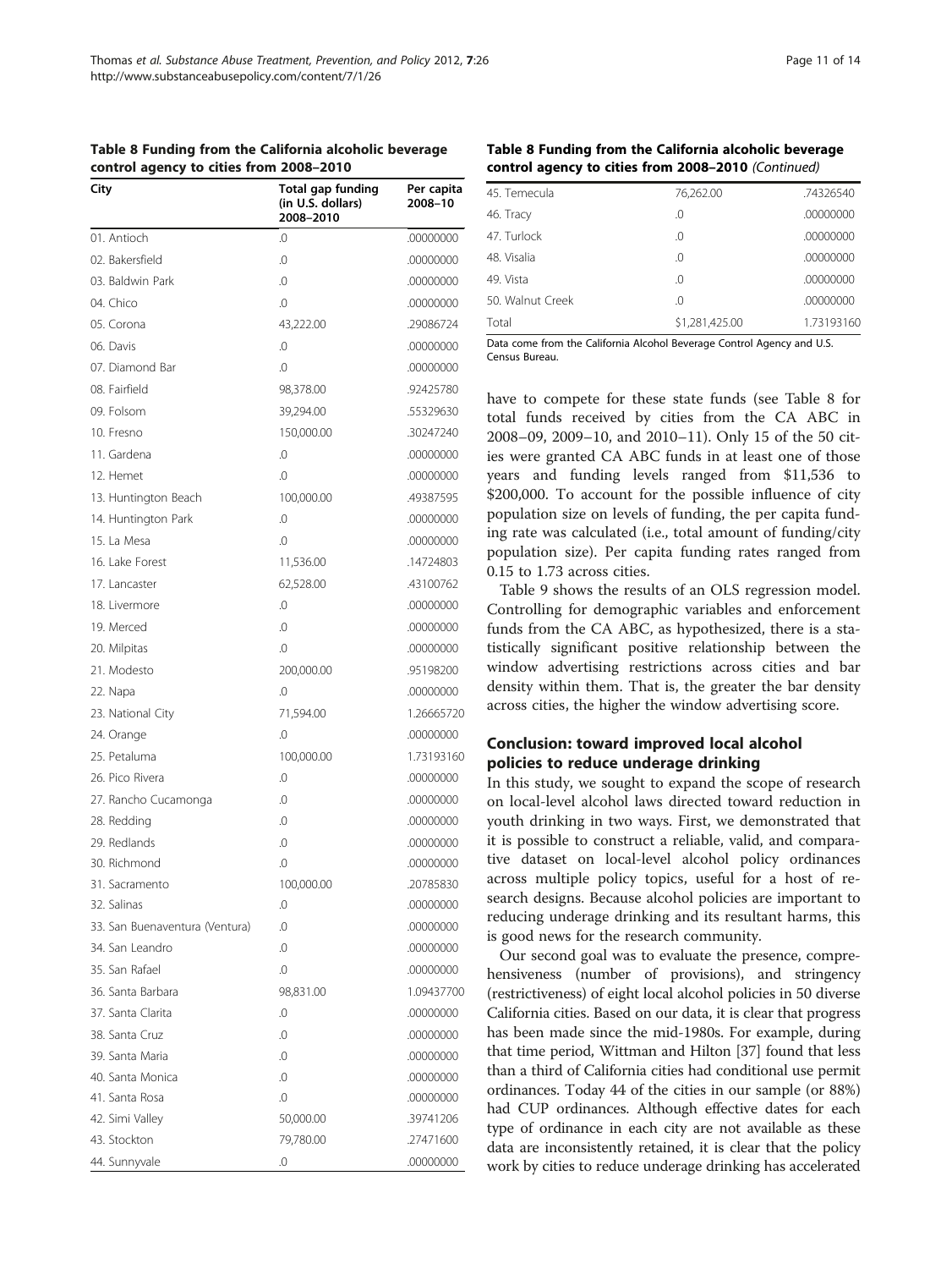**Table 8 Funding from the California alcoholic beverage control agency to cities from 2008–2010**

| City | Total gap funding (in U.S. dollars) 2008–2010 | Per capita 2008–10 |
|---|---|---|
| 01. Antioch | .0 | .00000000 |
| 02. Bakersfield | .0 | .00000000 |
| 03. Baldwin Park | .0 | .00000000 |
| 04. Chico | .0 | .00000000 |
| 05. Corona | 43,222.00 | .29086724 |
| 06. Davis | .0 | .00000000 |
| 07. Diamond Bar | .0 | .00000000 |
| 08. Fairfield | 98,378.00 | .92425780 |
| 09. Folsom | 39,294.00 | .55329630 |
| 10. Fresno | 150,000.00 | .30247240 |
| 11. Gardena | .0 | .00000000 |
| 12. Hemet | .0 | .00000000 |
| 13. Huntington Beach | 100,000.00 | .49387595 |
| 14. Huntington Park | .0 | .00000000 |
| 15. La Mesa | .0 | .00000000 |
| 16. Lake Forest | 11,536.00 | .14724803 |
| 17. Lancaster | 62,528.00 | .43100762 |
| 18. Livermore | .0 | .00000000 |
| 19. Merced | .0 | .00000000 |
| 20. Milpitas | .0 | .00000000 |
| 21. Modesto | 200,000.00 | .95198200 |
| 22. Napa | .0 | .00000000 |
| 23. National City | 71,594.00 | 1.26665720 |
| 24. Orange | .0 | .00000000 |
| 25. Petaluma | 100,000.00 | 1.73193160 |
| 26. Pico Rivera | .0 | .00000000 |
| 27. Rancho Cucamonga | .0 | .00000000 |
| 28. Redding | .0 | .00000000 |
| 29. Redlands | .0 | .00000000 |
| 30. Richmond | .0 | .00000000 |
| 31. Sacramento | 100,000.00 | .20785830 |
| 32. Salinas | .0 | .00000000 |
| 33. San Buenaventura (Ventura) | .0 | .00000000 |
| 34. San Leandro | .0 | .00000000 |
| 35. San Rafael | .0 | .00000000 |
| 36. Santa Barbara | 98,831.00 | 1.09437700 |
| 37. Santa Clarita | .0 | .00000000 |
| 38. Santa Cruz | .0 | .00000000 |
| 39. Santa Maria | .0 | .00000000 |
| 40. Santa Monica | .0 | .00000000 |
| 41. Santa Rosa | .0 | .00000000 |
| 42. Simi Valley | 50,000.00 | .39741206 |
| 43. Stockton | 79,780.00 | .27471600 |
| 44. Sunnyvale | .0 | .00000000 |
| 45. Temecula | 76,262.00 | .74326540 |
| 46. Tracy | .0 | .00000000 |
| 47. Turlock | .0 | .00000000 |
| 48. Visalia | .0 | .00000000 |
| 49. Vista | .0 | .00000000 |
| 50. Walnut Creek | .0 | .00000000 |
| Total | $1,281,425.00 | 1.73193160 |

Data come from the California Alcohol Beverage Control Agency and U.S. Census Bureau.

have to compete for these state funds (see Table 8 for total funds received by cities from the CA ABC in 2008–09, 2009–10, and 2010–11). Only 15 of the 50 cities were granted CA ABC funds in at least one of those years and funding levels ranged from $11,536 to $200,000. To account for the possible influence of city population size on levels of funding, the per capita funding rate was calculated (i.e., total amount of funding/city population size). Per capita funding rates ranged from 0.15 to 1.73 across cities.

Table 9 shows the results of an OLS regression model. Controlling for demographic variables and enforcement funds from the CA ABC, as hypothesized, there is a statistically significant positive relationship between the window advertising restrictions across cities and bar density within them. That is, the greater the bar density across cities, the higher the window advertising score.

## Conclusion: toward improved local alcohol policies to reduce underage drinking

In this study, we sought to expand the scope of research on local-level alcohol laws directed toward reduction in youth drinking in two ways. First, we demonstrated that it is possible to construct a reliable, valid, and comparative dataset on local-level alcohol policy ordinances across multiple policy topics, useful for a host of research designs. Because alcohol policies are important to reducing underage drinking and its resultant harms, this is good news for the research community.

Our second goal was to evaluate the presence, comprehensiveness (number of provisions), and stringency (restrictiveness) of eight local alcohol policies in 50 diverse California cities. Based on our data, it is clear that progress has been made since the mid-1980s. For example, during that time period, Wittman and Hilton [37] found that less than a third of California cities had conditional use permit ordinances. Today 44 of the cities in our sample (or 88%) had CUP ordinances. Although effective dates for each type of ordinance in each city are not available as these data are inconsistently retained, it is clear that the policy work by cities to reduce underage drinking has accelerated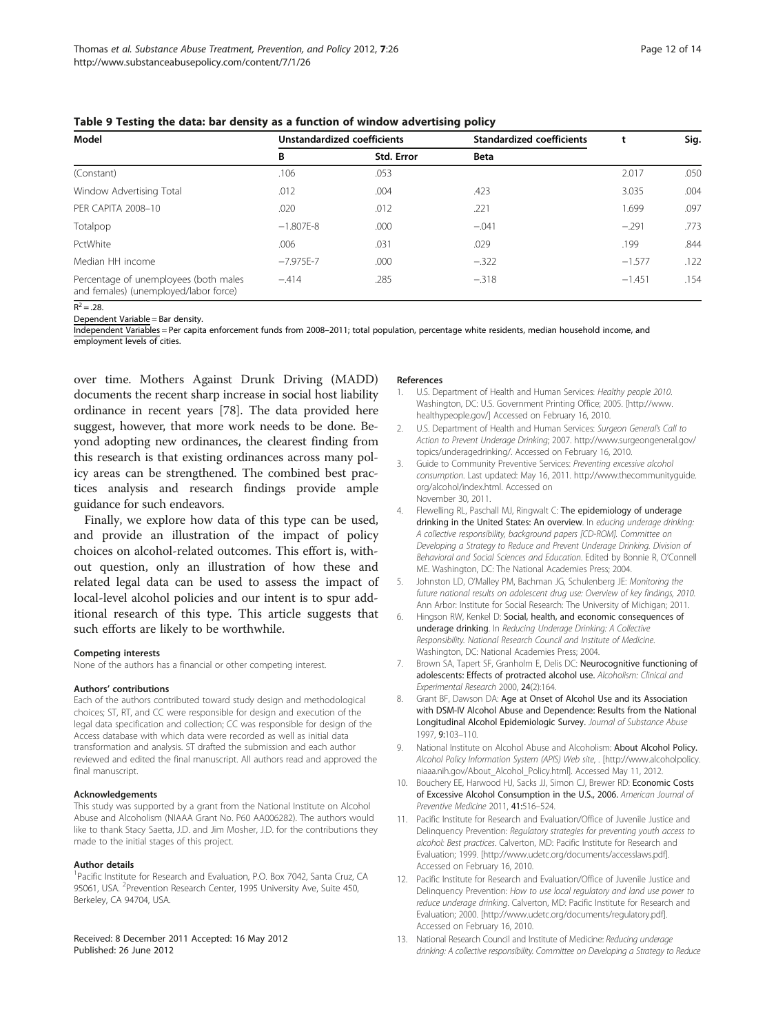**Table 9 Testing the data: bar density as a function of window advertising policy**

| Model | Unstandardized coefficients | | Standardized coefficients | t | Sig. |
|---|---|---|---|---|---|
| | B | Std. Error | Beta | | |
| (Constant) | .106 | .053 | | 2.017 | .050 |
| Window Advertising Total | .012 | .004 | .423 | 3.035 | .004 |
| PER CAPITA 2008–10 | .020 | .012 | .221 | 1.699 | .097 |
| Totalpop | −1.807E-8 | .000 | −.041 | −.291 | .773 |
| PctWhite | .006 | .031 | .029 | .199 | .844 |
| Median HH income | −7.975E-7 | .000 | −.322 | −1.577 | .122 |
| Percentage of unemployees (both males and females) (unemployed/labor force) | −.414 | .285 | −.318 | −1.451 | .154 |

$R^2 = .28$.

Dependent Variable = Bar density.

Independent Variables = Per capita enforcement funds from 2008–2011; total population, percentage white residents, median household income, and employment levels of cities.

over time. Mothers Against Drunk Driving (MADD) documents the recent sharp increase in social host liability ordinance in recent years [78]. The data provided here suggest, however, that more work needs to be done. Beyond adopting new ordinances, the clearest finding from this research is that existing ordinances across many policy areas can be strengthened. The combined best practices analysis and research findings provide ample guidance for such endeavors.

Finally, we explore how data of this type can be used, and provide an illustration of the impact of policy choices on alcohol-related outcomes. This effort is, without question, only an illustration of how these and related legal data can be used to assess the impact of local-level alcohol policies and our intent is to spur additional research of this type. This article suggests that such efforts are likely to be worthwhile.

#### Competing interests

None of the authors has a financial or other competing interest.

#### Authors' contributions

Each of the authors contributed toward study design and methodological choices; ST, RT, and CC were responsible for design and execution of the legal data specification and collection; CC was responsible for design of the Access database with which data were recorded as well as initial data transformation and analysis. ST drafted the submission and each author reviewed and edited the final manuscript. All authors read and approved the final manuscript.

#### Acknowledgements

This study was supported by a grant from the National Institute on Alcohol Abuse and Alcoholism (NIAAA Grant No. P60 AA006282). The authors would like to thank Stacy Saetta, J.D. and Jim Mosher, J.D. for the contributions they made to the initial stages of this project.

#### Author details

[1]Pacific Institute for Research and Evaluation, P.O. Box 7042, Santa Cruz, CA 95061, USA. [2]Prevention Research Center, 1995 University Ave, Suite 450, Berkeley, CA 94704, USA.

Received: 8 December 2011 Accepted: 16 May 2012
Published: 26 June 2012

#### References

1. U.S. Department of Health and Human Services: *Healthy people 2010*. Washington, DC: U.S. Government Printing Office; 2005. [http://www.healthypeople.gov/] Accessed on February 16, 2010.
2. U.S. Department of Health and Human Services: *Surgeon General's Call to Action to Prevent Underage Drinking*; 2007. http://www.surgeongeneral.gov/topics/underagedrinking/. Accessed on February 16, 2010.
3. Guide to Community Preventive Services: *Preventing excessive alcohol consumption*. Last updated: May 16, 2011. http://www.thecommunityguide.org/alcohol/index.html. Accessed on November 30, 2011.
4. Flewelling RL, Paschall MJ, Ringwalt C: **The epidemiology of underage drinking in the United States: An overview**. In *educing underage drinking: A collective responsibility, background papers [CD-ROM]. Committee on Developing a Strategy to Reduce and Prevent Underage Drinking. Division of Behavioral and Social Sciences and Education*. Edited by Bonnie R, O'Connell ME. Washington, DC: The National Academies Press; 2004.
5. Johnston LD, O'Malley PM, Bachman JG, Schulenberg JE: *Monitoring the future national results on adolescent drug use: Overview of key findings, 2010*. Ann Arbor: Institute for Social Research: The University of Michigan; 2011.
6. Hingson RW, Kenkel D: **Social, health, and economic consequences of underage drinking**. In *Reducing Underage Drinking: A Collective Responsibility. National Research Council and Institute of Medicine*. Washington, DC: National Academies Press; 2004.
7. Brown SA, Tapert SF, Granholm E, Delis DC: **Neurocognitive functioning of adolescents: Effects of protracted alcohol use.** *Alcoholism: Clinical and Experimental Research* 2000, **24**(2):164.
8. Grant BF, Dawson DA: **Age at Onset of Alcohol Use and its Association with DSM-IV Alcohol Abuse and Dependence: Results from the National Longitudinal Alcohol Epidemiologic Survey.** *Journal of Substance Abuse* 1997, **9**:103–110.
9. National Institute on Alcohol Abuse and Alcoholism: **About Alcohol Policy.** *Alcohol Policy Information System (APIS) Web site*, . [http://www.alcoholpolicy.niaaa.nih.gov/About_Alcohol_Policy.html]. Accessed May 11, 2012.
10. Bouchery EE, Harwood HJ, Sacks JJ, Simon CJ, Brewer RD: **Economic Costs of Excessive Alcohol Consumption in the U.S., 2006.** *American Journal of Preventive Medicine* 2011, **41**:516–524.
11. Pacific Institute for Research and Evaluation/Office of Juvenile Justice and Delinquency Prevention: *Regulatory strategies for preventing youth access to alcohol: Best practices*. Calverton, MD: Pacific Institute for Research and Evaluation; 1999. [http://www.udetc.org/documents/accesslaws.pdf]. Accessed on February 16, 2010.
12. Pacific Institute for Research and Evaluation/Office of Juvenile Justice and Delinquency Prevention: *How to use local regulatory and land use power to reduce underage drinking*. Calverton, MD: Pacific Institute for Research and Evaluation; 2000. [http://www.udetc.org/documents/regulatory.pdf]. Accessed on February 16, 2010.
13. National Research Council and Institute of Medicine: *Reducing underage drinking: A collective responsibility. Committee on Developing a Strategy to Reduce*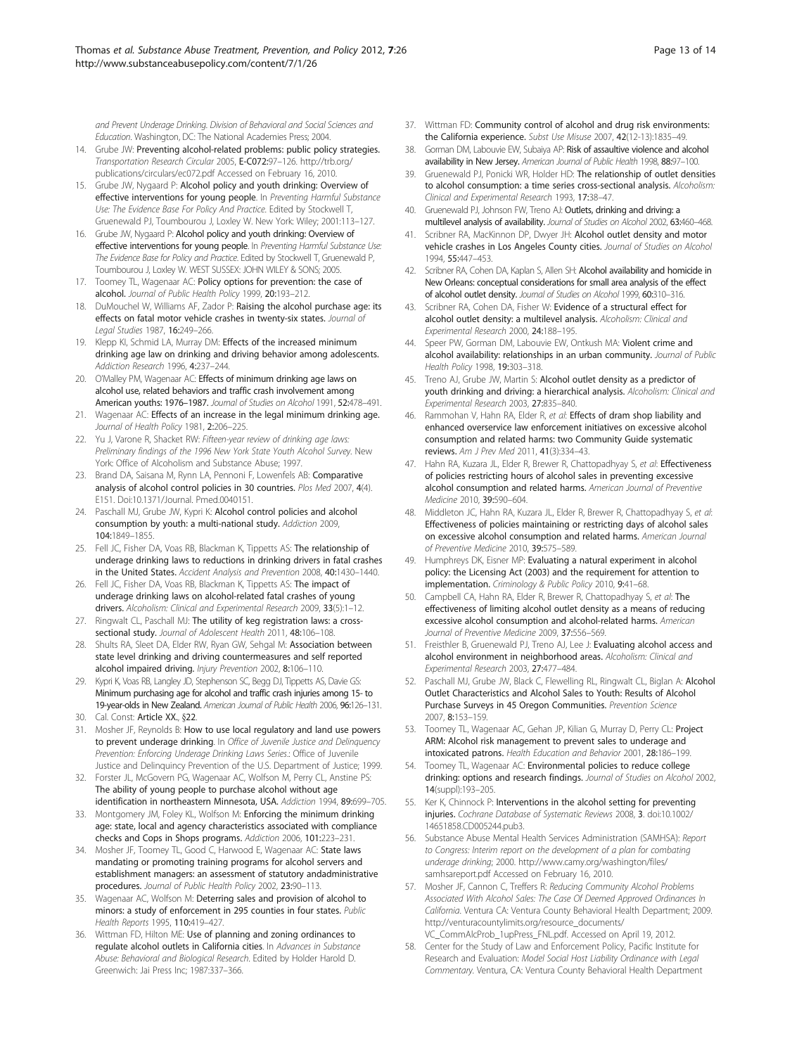and Prevent Underage Drinking. Division of Behavioral and Social Sciences and Education. Washington, DC: The National Academies Press; 2004.

14. Grube JW: **Preventing alcohol-related problems: public policy strategies.** *Transportation Research Circular* 2005, **E-C072:**97–126. http://trb.org/publications/circulars/ec072.pdf Accessed on February 16, 2010.
15. Grube JW, Nygaard P: **Alcohol policy and youth drinking: Overview of effective interventions for young people**. In *Preventing Harmful Substance Use: The Evidence Base For Policy And Practice*. Edited by Stockwell T, Gruenewald PJ, Toumbourou J, Loxley W. New York: Wiley; 2001:113–127.
16. Grube JW, Nygaard P: **Alcohol policy and youth drinking: Overview of effective interventions for young people**. In *Preventing Harmful Substance Use: The Evidence Base for Policy and Practice*. Edited by Stockwell T, Gruenewald P, Toumbourou J, Loxley W. WEST SUSSEX: JOHN WILEY & SONS; 2005.
17. Toomey TL, Wagenaar AC: **Policy options for prevention: the case of alcohol.** *Journal of Public Health Policy* 1999, **20:**193–212.
18. DuMouchel W, Williams AF, Zador P: **Raising the alcohol purchase age: its effects on fatal motor vehicle crashes in twenty-six states.** *Journal of Legal Studies* 1987, **16:**249–266.
19. Klepp KI, Schmid LA, Murray DM: **Effects of the increased minimum drinking age law on drinking and driving behavior among adolescents.** *Addiction Research* 1996, **4:**237–244.
20. O'Malley PM, Wagenaar AC: **Effects of minimum drinking age laws on alcohol use, related behaviors and traffic crash involvement among American youths: 1976–1987.** *Journal of Studies on Alcohol* 1991, **52:**478–491.
21. Wagenaar AC: **Effects of an increase in the legal minimum drinking age.** *Journal of Health Policy* 1981, **2:**206–225.
22. Yu J, Varone R, Shacket RW: *Fifteen-year review of drinking age laws: Preliminary findings of the 1996 New York State Youth Alcohol Survey*. New York: Office of Alcoholism and Substance Abuse; 1997.
23. Brand DA, Saisana M, Rynn LA, Pennoni F, Lowenfels AB: **Comparative analysis of alcohol control policies in 30 countries.** *Plos Med* 2007, **4**(4). E151. Doi:10.1371/Journal. Pmed.0040151.
24. Paschall MJ, Grube JW, Kypri K: **Alcohol control policies and alcohol consumption by youth: a multi-national study.** *Addiction* 2009, **104:**1849–1855.
25. Fell JC, Fisher DA, Voas RB, Blackman K, Tippetts AS: **The relationship of underage drinking laws to reductions in drinking drivers in fatal crashes in the United States.** *Accident Analysis and Prevention* 2008, **40:**1430–1440.
26. Fell JC, Fisher DA, Voas RB, Blackman K, Tippetts AS: **The impact of underage drinking laws on alcohol-related fatal crashes of young drivers.** *Alcoholism: Clinical and Experimental Research* 2009, **33**(5):1–12.
27. Ringwalt CL, Paschall MJ: **The utility of keg registration laws: a cross-sectional study.** *Journal of Adolescent Health* 2011, **48:**106–108.
28. Shults RA, Sleet DA, Elder RW, Ryan GW, Sehgal M: **Association between state level drinking and driving countermeasures and self reported alcohol impaired driving.** *Injury Prevention* 2002, **8:**106–110.
29. Kypri K, Voas RB, Langley JD, Stephenson SC, Begg DJ, Tippetts AS, Davie GS: **Minimum purchasing age for alcohol and traffic crash injuries among 15- to 19-year-olds in New Zealand.** *American Journal of Public Health* 2006, **96:**126–131.
30. Cal. Const: **Article XX.**, **§22**.
31. Mosher JF, Reynolds B: **How to use local regulatory and land use powers to prevent underage drinking**. In *Office of Juvenile Justice and Delinquency Prevention: Enforcing Underage Drinking Laws Series*.: Office of Juvenile Justice and Delinquincy Prevention of the U.S. Department of Justice; 1999.
32. Forster JL, McGovern PG, Wagenaar AC, Wolfson M, Perry CL, Anstine PS: **The ability of young people to purchase alcohol without age identification in northeastern Minnesota, USA.** *Addiction* 1994, **89:**699–705.
33. Montgomery JM, Foley KL, Wolfson M: **Enforcing the minimum drinking age: state, local and agency characteristics associated with compliance checks and Cops in Shops programs.** *Addiction* 2006, **101:**223–231.
34. Mosher JF, Toomey TL, Good C, Harwood E, Wagenaar AC: **State laws mandating or promoting training programs for alcohol servers and establishment managers: an assessment of statutory andadministrative procedures.** *Journal of Public Health Policy* 2002, **23:**90–113.
35. Wagenaar AC, Wolfson M: **Deterring sales and provision of alcohol to minors: a study of enforcement in 295 counties in four states.** *Public Health Reports* 1995, **110:**419–427.
36. Wittman FD, Hilton ME: **Use of planning and zoning ordinances to regulate alcohol outlets in California cities**. In *Advances in Substance Abuse: Behavioral and Biological Research*. Edited by Holder Harold D. Greenwich: Jai Press Inc; 1987:337–366.
37. Wittman FD: **Community control of alcohol and drug risk environments: the California experience.** *Subst Use Misuse* 2007, **42**(12-13):1835–49.
38. Gorman DM, Labouvie EW, Subaiya AP: **Risk of assaultive violence and alcohol availability in New Jersey.** *American Journal of Public Health* 1998, **88:**97–100.
39. Gruenewald PJ, Ponicki WR, Holder HD: **The relationship of outlet densities to alcohol consumption: a time series cross-sectional analysis.** *Alcoholism: Clinical and Experimental Research* 1993, **17:**38–47.
40. Gruenewald PJ, Johnson FW, Treno AJ: **Outlets, drinking and driving: a multilevel analysis of availability.** *Journal of Studies on Alcohol* 2002, **63:**460–468.
41. Scribner RA, MacKinnon DP, Dwyer JH: **Alcohol outlet density and motor vehicle crashes in Los Angeles County cities.** *Journal of Studies on Alcohol* 1994, **55:**447–453.
42. Scribner RA, Cohen DA, Kaplan S, Allen SH: **Alcohol availability and homicide in New Orleans: conceptual considerations for small area analysis of the effect of alcohol outlet density.** *Journal of Studies on Alcohol* 1999, **60:**310–316.
43. Scribner RA, Cohen DA, Fisher W: **Evidence of a structural effect for alcohol outlet density: a multilevel analysis.** *Alcoholism: Clinical and Experimental Research* 2000, **24:**188–195.
44. Speer PW, Gorman DM, Labouvie EW, Ontkush MA: **Violent crime and alcohol availability: relationships in an urban community.** *Journal of Public Health Policy* 1998, **19:**303–318.
45. Treno AJ, Grube JW, Martin S: **Alcohol outlet density as a predictor of youth drinking and driving: a hierarchical analysis.** *Alcoholism: Clinical and Experimental Research* 2003, **27:**835–840.
46. Rammohan V, Hahn RA, Elder R, *et al*: **Effects of dram shop liability and enhanced overservice law enforcement initiatives on excessive alcohol consumption and related harms: two Community Guide systematic reviews.** *Am J Prev Med* 2011, **41**(3):334–43.
47. Hahn RA, Kuzara JL, Elder R, Brewer R, Chattopadhyay S, *et al*: **Effectiveness of policies restricting hours of alcohol sales in preventing excessive alcohol consumption and related harms.** *American Journal of Preventive Medicine* 2010, **39:**590–604.
48. Middleton JC, Hahn RA, Kuzara JL, Elder R, Brewer R, Chattopadhyay S, *et al*: **Effectiveness of policies maintaining or restricting days of alcohol sales on excessive alcohol consumption and related harms.** *American Journal of Preventive Medicine* 2010, **39:**575–589.
49. Humphreys DK, Eisner MP: **Evaluating a natural experiment in alcohol policy: the Licensing Act (2003) and the requirement for attention to implementation.** *Criminology & Public Policy* 2010, **9:**41–68.
50. Campbell CA, Hahn RA, Elder R, Brewer R, Chattopadhyay S, *et al*: **The effectiveness of limiting alcohol outlet density as a means of reducing excessive alcohol consumption and alcohol-related harms.** *American Journal of Preventive Medicine* 2009, **37:**556–569.
51. Freisthler B, Gruenewald PJ, Treno AJ, Lee J: **Evaluating alcohol access and alcohol environment in neighborhood areas.** *Alcoholism: Clinical and Experimental Research* 2003, **27:**477–484.
52. Paschall MJ, Grube JW, Black C, Flewelling RL, Ringwalt CL, Biglan A: **Alcohol Outlet Characteristics and Alcohol Sales to Youth: Results of Alcohol Purchase Surveys in 45 Oregon Communities.** *Prevention Science* 2007, **8:**153–159.
53. Toomey TL, Wagenaar AC, Gehan JP, Kilian G, Murray D, Perry CL: **Project ARM: Alcohol risk management to prevent sales to underage and intoxicated patrons.** *Health Education and Behavior* 2001, **28:**186–199.
54. Toomey TL, Wagenaar AC: **Environmental policies to reduce college drinking: options and research findings.** *Journal of Studies on Alcohol* 2002, **14**(suppl):193–205.
55. Ker K, Chinnock P: **Interventions in the alcohol setting for preventing injuries.** *Cochrane Database of Systematic Reviews* 2008, **3**. doi:10.1002/14651858.CD005244.pub3.
56. Substance Abuse Mental Health Services Administration (SAMHSA): *Report to Congress: Interim report on the development of a plan for combating underage drinking*; 2000. http://www.camy.org/washington/files/samhsareport.pdf Accessed on February 16, 2010.
57. Mosher JF, Cannon C, Treffers R: *Reducing Community Alcohol Problems Associated With Alcohol Sales: The Case Of Deemed Approved Ordinances In California*. Ventura CA: Ventura County Behavioral Health Department; 2009. http://venturacountylimits.org/resource_documents/VC_CommAlcProb_1upPress_FNL.pdf. Accessed on April 19, 2012.
58. Center for the Study of Law and Enforcement Policy, Pacific Institute for Research and Evaluation: *Model Social Host Liability Ordinance with Legal Commentary*. Ventura, CA: Ventura County Behavioral Health Department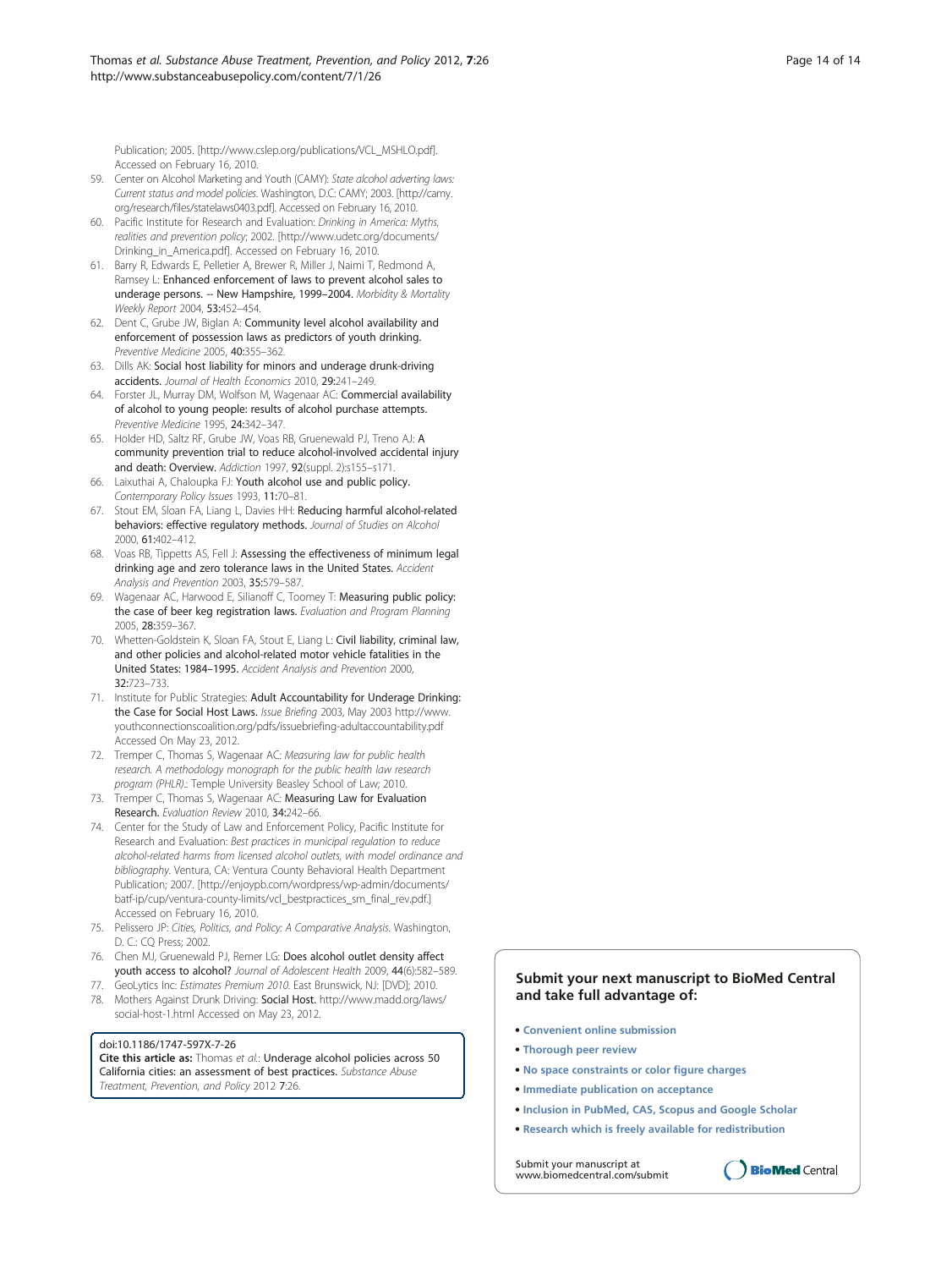Publication; 2005. [http://www.cslep.org/publications/VCL_MSHLO.pdf]. Accessed on February 16, 2010.

59. Center on Alcohol Marketing and Youth (CAMY): *State alcohol adverting laws: Current status and model policies*. Washington, D.C: CAMY; 2003. [http://camy.org/research/files/statelaws0403.pdf]. Accessed on February 16, 2010.
60. Pacific Institute for Research and Evaluation: *Drinking in America: Myths, realities and prevention policy*; 2002. [http://www.udetc.org/documents/Drinking_in_America.pdf]. Accessed on February 16, 2010.
61. Barry R, Edwards E, Pelletier A, Brewer R, Miller J, Naimi T, Redmond A, Ramsey L: **Enhanced enforcement of laws to prevent alcohol sales to underage persons. -- New Hampshire, 1999–2004.** *Morbidity & Mortality Weekly Report* 2004, **53**:452–454.
62. Dent C, Grube JW, Biglan A: **Community level alcohol availability and enforcement of possession laws as predictors of youth drinking.** *Preventive Medicine* 2005, **40**:355–362.
63. Dills AK: **Social host liability for minors and underage drunk-driving accidents.** *Journal of Health Economics* 2010, **29**:241–249.
64. Forster JL, Murray DM, Wolfson M, Wagenaar AC: **Commercial availability of alcohol to young people: results of alcohol purchase attempts.** *Preventive Medicine* 1995, **24**:342–347.
65. Holder HD, Saltz RF, Grube JW, Voas RB, Gruenewald PJ, Treno AJ: **A community prevention trial to reduce alcohol-involved accidental injury and death: Overview.** *Addiction* 1997, **92**(suppl. 2):s155–s171.
66. Laixuthai A, Chaloupka FJ: **Youth alcohol use and public policy.** *Contemporary Policy Issues* 1993, **11**:70–81.
67. Stout EM, Sloan FA, Liang L, Davies HH: **Reducing harmful alcohol-related behaviors: effective regulatory methods.** *Journal of Studies on Alcohol* 2000, **61**:402–412.
68. Voas RB, Tippetts AS, Fell J: **Assessing the effectiveness of minimum legal drinking age and zero tolerance laws in the United States.** *Accident Analysis and Prevention* 2003, **35**:579–587.
69. Wagenaar AC, Harwood E, Silianoff C, Toomey T: **Measuring public policy: the case of beer keg registration laws.** *Evaluation and Program Planning* 2005, **28**:359–367.
70. Whetten-Goldstein K, Sloan FA, Stout E, Liang L: **Civil liability, criminal law, and other policies and alcohol-related motor vehicle fatalities in the United States: 1984–1995.** *Accident Analysis and Prevention* 2000, **32**:723–733.
71. Institute for Public Strategies: **Adult Accountability for Underage Drinking: the Case for Social Host Laws.** *Issue Briefing* 2003, May 2003 http://www.youthconnectionscoalition.org/pdfs/issuebriefing-adultaccountability.pdf Accessed On May 23, 2012.
72. Tremper C, Thomas S, Wagenaar AC: *Measuring law for public health research. A methodology monograph for the public health law research program (PHLR).*: Temple University Beasley School of Law; 2010.
73. Tremper C, Thomas S, Wagenaar AC: **Measuring Law for Evaluation Research.** *Evaluation Review* 2010, **34**:242–66.
74. Center for the Study of Law and Enforcement Policy, Pacific Institute for Research and Evaluation: *Best practices in municipal regulation to reduce alcohol-related harms from licensed alcohol outlets, with model ordinance and bibliography*. Ventura, CA: Ventura County Behavioral Health Department Publication; 2007. [http://enjoypb.com/wordpress/wp-admin/documents/batf-ip/cup/ventura-county-limits/vcl_bestpractices_sm_final_rev.pdf.] Accessed on February 16, 2010.
75. Pelissero JP: *Cities, Politics, and Policy: A Comparative Analysis*. Washington, D. C.: CQ Press; 2002.
76. Chen MJ, Gruenewald PJ, Remer LG: **Does alcohol outlet density affect youth access to alcohol?** *Journal of Adolescent Health* 2009, **44**(6):582–589.
77. GeoLytics Inc: *Estimates Premium 2010*. East Brunswick, NJ: [DVD]; 2010.
78. Mothers Against Drunk Driving: **Social Host.** http://www.madd.org/laws/social-host-1.html Accessed on May 23, 2012.

doi:10.1186/1747-597X-7-26

**Cite this article as:** Thomas *et al.*: Underage alcohol policies across 50 California cities: an assessment of best practices. *Substance Abuse Treatment, Prevention, and Policy* 2012 **7**:26.

**Submit your next manuscript to BioMed Central and take full advantage of:**

- **Convenient online submission**
- **Thorough peer review**
- **No space constraints or color figure charges**
- **Immediate publication on acceptance**
- **Inclusion in PubMed, CAS, Scopus and Google Scholar**
- **Research which is freely available for redistribution**

Submit your manuscript at
www.biomedcentral.com/submit

BioMed Central